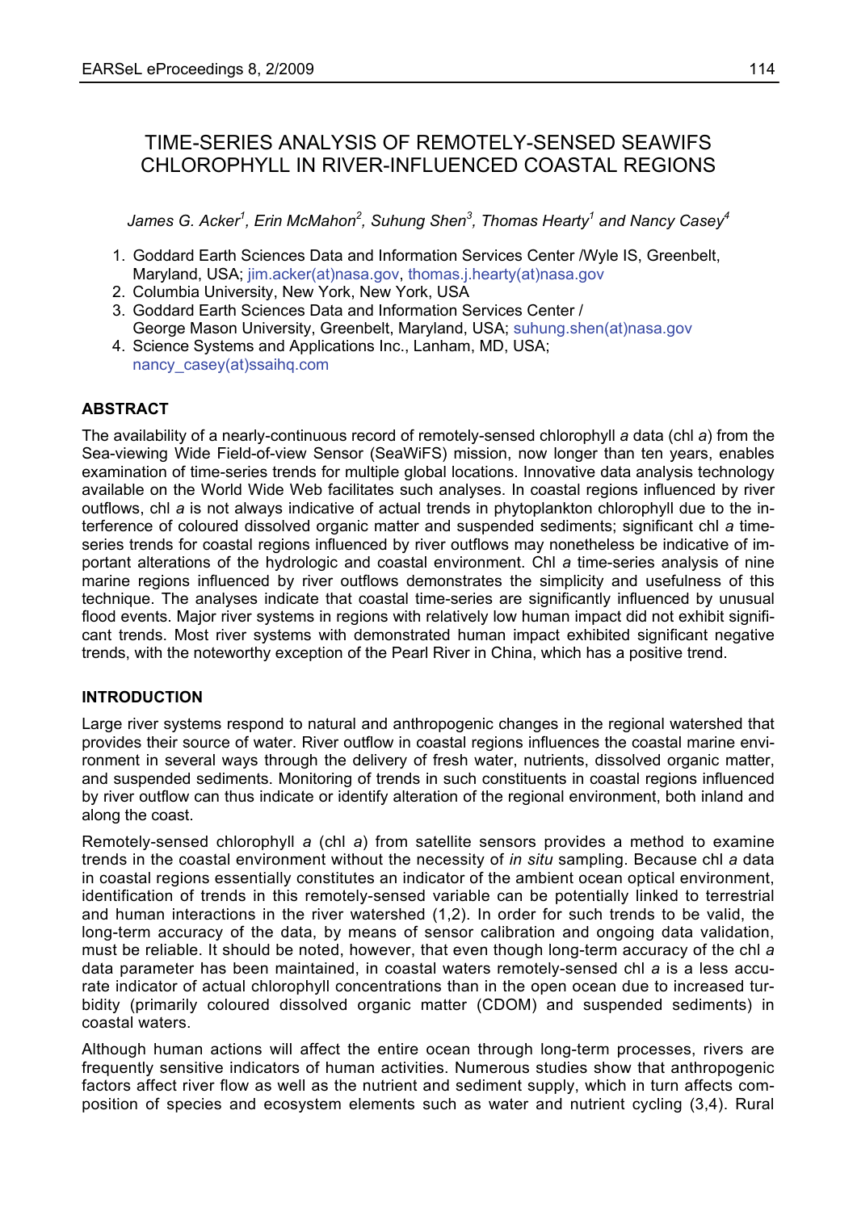# TIME-SERIES ANALYSIS OF REMOTELY-SENSED SEAWIFS CHLOROPHYLL IN RIVER-INFLUENCED COASTAL REGIONS

*James G. Acker[1], Erin McMahon[2], Suhung Shen[3], Thomas Hearty[1] and Nancy Casey[4]*

1. Goddard Earth Sciences Data and Information Services Center /Wyle IS, Greenbelt, Maryland, USA; jim.acker(at)nasa.gov, thomas.j.hearty(at)nasa.gov
2. Columbia University, New York, New York, USA
3. Goddard Earth Sciences Data and Information Services Center / George Mason University, Greenbelt, Maryland, USA; suhung.shen(at)nasa.gov
4. Science Systems and Applications Inc., Lanham, MD, USA; nancy_casey(at)ssaihq.com

## ABSTRACT

The availability of a nearly-continuous record of remotely-sensed chlorophyll *a* data (chl *a*) from the Sea-viewing Wide Field-of-view Sensor (SeaWiFS) mission, now longer than ten years, enables examination of time-series trends for multiple global locations. Innovative data analysis technology available on the World Wide Web facilitates such analyses. In coastal regions influenced by river outflows, chl *a* is not always indicative of actual trends in phytoplankton chlorophyll due to the interference of coloured dissolved organic matter and suspended sediments; significant chl *a* time-series trends for coastal regions influenced by river outflows may nonetheless be indicative of important alterations of the hydrologic and coastal environment. Chl *a* time-series analysis of nine marine regions influenced by river outflows demonstrates the simplicity and usefulness of this technique. The analyses indicate that coastal time-series are significantly influenced by unusual flood events. Major river systems in regions with relatively low human impact did not exhibit significant trends. Most river systems with demonstrated human impact exhibited significant negative trends, with the noteworthy exception of the Pearl River in China, which has a positive trend.

## INTRODUCTION

Large river systems respond to natural and anthropogenic changes in the regional watershed that provides their source of water. River outflow in coastal regions influences the coastal marine environment in several ways through the delivery of fresh water, nutrients, dissolved organic matter, and suspended sediments. Monitoring of trends in such constituents in coastal regions influenced by river outflow can thus indicate or identify alteration of the regional environment, both inland and along the coast.

Remotely-sensed chlorophyll *a* (chl *a*) from satellite sensors provides a method to examine trends in the coastal environment without the necessity of *in situ* sampling. Because chl *a* data in coastal regions essentially constitutes an indicator of the ambient ocean optical environment, identification of trends in this remotely-sensed variable can be potentially linked to terrestrial and human interactions in the river watershed (1,2). In order for such trends to be valid, the long-term accuracy of the data, by means of sensor calibration and ongoing data validation, must be reliable. It should be noted, however, that even though long-term accuracy of the chl *a* data parameter has been maintained, in coastal waters remotely-sensed chl *a* is a less accurate indicator of actual chlorophyll concentrations than in the open ocean due to increased turbidity (primarily coloured dissolved organic matter (CDOM) and suspended sediments) in coastal waters.

Although human actions will affect the entire ocean through long-term processes, rivers are frequently sensitive indicators of human activities. Numerous studies show that anthropogenic factors affect river flow as well as the nutrient and sediment supply, which in turn affects composition of species and ecosystem elements such as water and nutrient cycling (3,4). Rural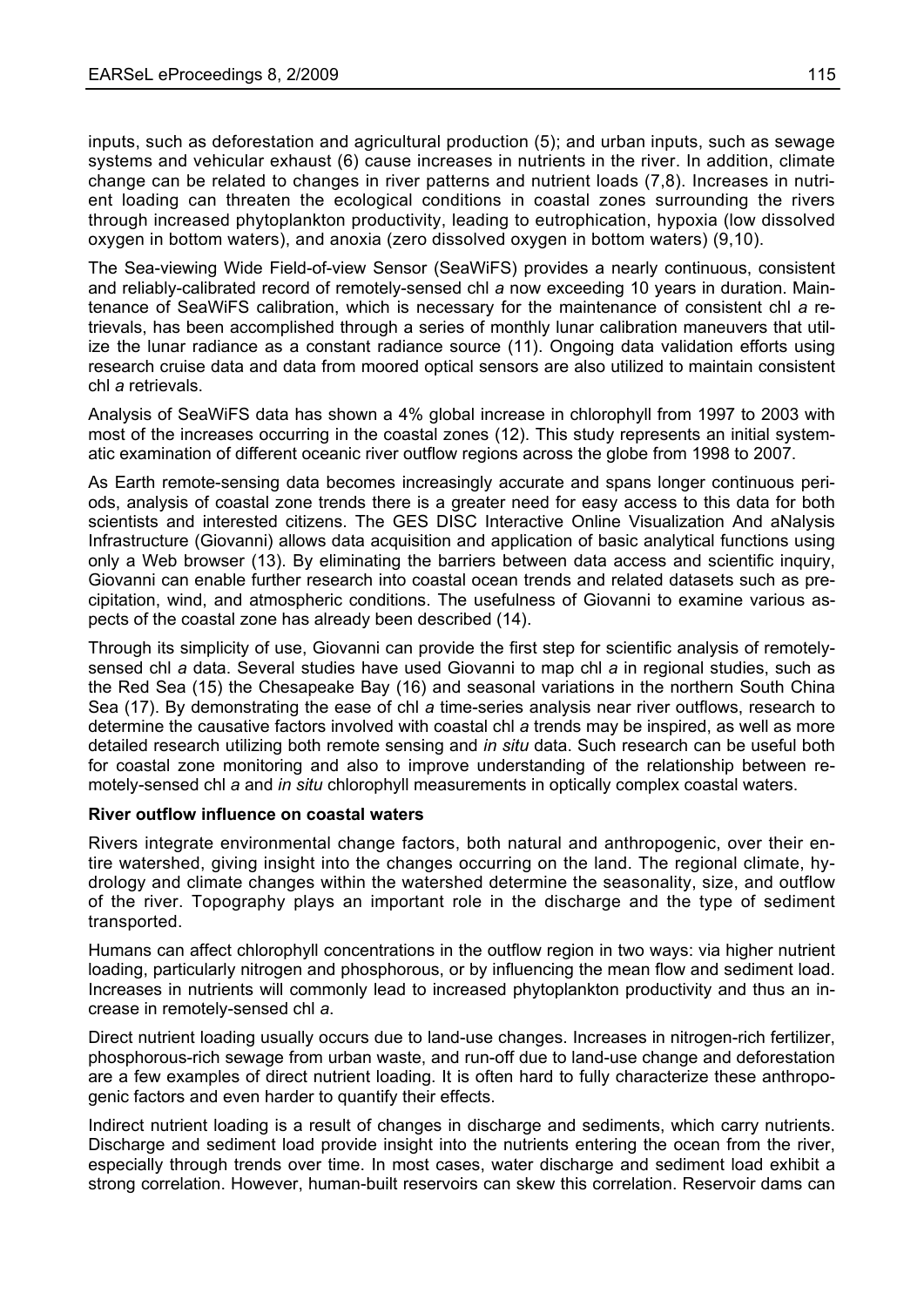inputs, such as deforestation and agricultural production (5); and urban inputs, such as sewage systems and vehicular exhaust (6) cause increases in nutrients in the river. In addition, climate change can be related to changes in river patterns and nutrient loads (7,8). Increases in nutrient loading can threaten the ecological conditions in coastal zones surrounding the rivers through increased phytoplankton productivity, leading to eutrophication, hypoxia (low dissolved oxygen in bottom waters), and anoxia (zero dissolved oxygen in bottom waters) (9,10).

The Sea-viewing Wide Field-of-view Sensor (SeaWiFS) provides a nearly continuous, consistent and reliably-calibrated record of remotely-sensed chl *a* now exceeding 10 years in duration. Maintenance of SeaWiFS calibration, which is necessary for the maintenance of consistent chl *a* retrievals, has been accomplished through a series of monthly lunar calibration maneuvers that utilize the lunar radiance as a constant radiance source (11). Ongoing data validation efforts using research cruise data and data from moored optical sensors are also utilized to maintain consistent chl *a* retrievals.

Analysis of SeaWiFS data has shown a 4% global increase in chlorophyll from 1997 to 2003 with most of the increases occurring in the coastal zones (12). This study represents an initial systematic examination of different oceanic river outflow regions across the globe from 1998 to 2007.

As Earth remote-sensing data becomes increasingly accurate and spans longer continuous periods, analysis of coastal zone trends there is a greater need for easy access to this data for both scientists and interested citizens. The GES DISC Interactive Online Visualization And aNalysis Infrastructure (Giovanni) allows data acquisition and application of basic analytical functions using only a Web browser (13). By eliminating the barriers between data access and scientific inquiry, Giovanni can enable further research into coastal ocean trends and related datasets such as precipitation, wind, and atmospheric conditions. The usefulness of Giovanni to examine various aspects of the coastal zone has already been described (14).

Through its simplicity of use, Giovanni can provide the first step for scientific analysis of remotely-sensed chl *a* data. Several studies have used Giovanni to map chl *a* in regional studies, such as the Red Sea (15) the Chesapeake Bay (16) and seasonal variations in the northern South China Sea (17). By demonstrating the ease of chl *a* time-series analysis near river outflows, research to determine the causative factors involved with coastal chl *a* trends may be inspired, as well as more detailed research utilizing both remote sensing and *in situ* data. Such research can be useful both for coastal zone monitoring and also to improve understanding of the relationship between remotely-sensed chl *a* and *in situ* chlorophyll measurements in optically complex coastal waters.

**River outflow influence on coastal waters**

Rivers integrate environmental change factors, both natural and anthropogenic, over their entire watershed, giving insight into the changes occurring on the land. The regional climate, hydrology and climate changes within the watershed determine the seasonality, size, and outflow of the river. Topography plays an important role in the discharge and the type of sediment transported.

Humans can affect chlorophyll concentrations in the outflow region in two ways: via higher nutrient loading, particularly nitrogen and phosphorous, or by influencing the mean flow and sediment load. Increases in nutrients will commonly lead to increased phytoplankton productivity and thus an increase in remotely-sensed chl *a*.

Direct nutrient loading usually occurs due to land-use changes. Increases in nitrogen-rich fertilizer, phosphorous-rich sewage from urban waste, and run-off due to land-use change and deforestation are a few examples of direct nutrient loading. It is often hard to fully characterize these anthropogenic factors and even harder to quantify their effects.

Indirect nutrient loading is a result of changes in discharge and sediments, which carry nutrients. Discharge and sediment load provide insight into the nutrients entering the ocean from the river, especially through trends over time. In most cases, water discharge and sediment load exhibit a strong correlation. However, human-built reservoirs can skew this correlation. Reservoir dams can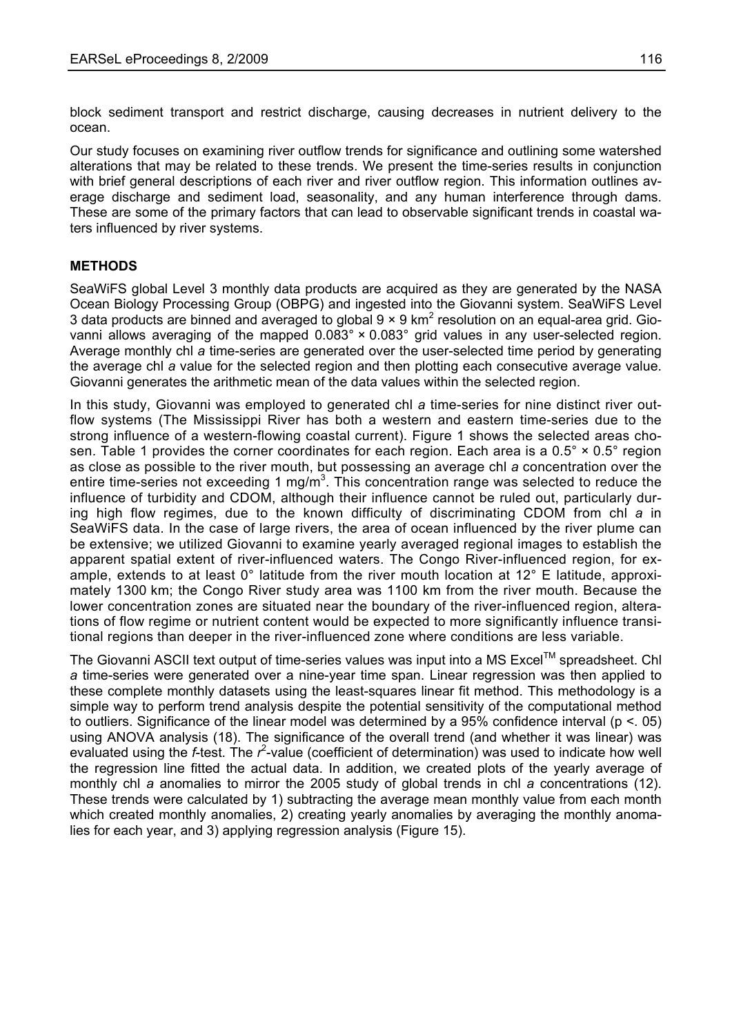block sediment transport and restrict discharge, causing decreases in nutrient delivery to the ocean.

Our study focuses on examining river outflow trends for significance and outlining some watershed alterations that may be related to these trends. We present the time-series results in conjunction with brief general descriptions of each river and river outflow region. This information outlines average discharge and sediment load, seasonality, and any human interference through dams. These are some of the primary factors that can lead to observable significant trends in coastal waters influenced by river systems.

## METHODS

SeaWiFS global Level 3 monthly data products are acquired as they are generated by the NASA Ocean Biology Processing Group (OBPG) and ingested into the Giovanni system. SeaWiFS Level 3 data products are binned and averaged to global $9 \times 9$ km$^2$ resolution on an equal-area grid. Giovanni allows averaging of the mapped 0.083° × 0.083° grid values in any user-selected region. Average monthly chl *a* time-series are generated over the user-selected time period by generating the average chl *a* value for the selected region and then plotting each consecutive average value. Giovanni generates the arithmetic mean of the data values within the selected region.

In this study, Giovanni was employed to generated chl *a* time-series for nine distinct river outflow systems (The Mississippi River has both a western and eastern time-series due to the strong influence of a western-flowing coastal current). Figure 1 shows the selected areas chosen. Table 1 provides the corner coordinates for each region. Each area is a 0.5° × 0.5° region as close as possible to the river mouth, but possessing an average chl *a* concentration over the entire time-series not exceeding 1 mg/m$^3$. This concentration range was selected to reduce the influence of turbidity and CDOM, although their influence cannot be ruled out, particularly during high flow regimes, due to the known difficulty of discriminating CDOM from chl *a* in SeaWiFS data. In the case of large rivers, the area of ocean influenced by the river plume can be extensive; we utilized Giovanni to examine yearly averaged regional images to establish the apparent spatial extent of river-influenced waters. The Congo River-influenced region, for example, extends to at least 0° latitude from the river mouth location at 12° E latitude, approximately 1300 km; the Congo River study area was 1100 km from the river mouth. Because the lower concentration zones are situated near the boundary of the river-influenced region, alterations of flow regime or nutrient content would be expected to more significantly influence transitional regions than deeper in the river-influenced zone where conditions are less variable.

The Giovanni ASCII text output of time-series values was input into a MS Excel™ spreadsheet. Chl *a* time-series were generated over a nine-year time span. Linear regression was then applied to these complete monthly datasets using the least-squares linear fit method. This methodology is a simple way to perform trend analysis despite the potential sensitivity of the computational method to outliers. Significance of the linear model was determined by a 95% confidence interval ($p < .05$) using ANOVA analysis (18). The significance of the overall trend (and whether it was linear) was evaluated using the *f*-test. The $r^2$-value (coefficient of determination) was used to indicate how well the regression line fitted the actual data. In addition, we created plots of the yearly average of monthly chl *a* anomalies to mirror the 2005 study of global trends in chl *a* concentrations (12). These trends were calculated by 1) subtracting the average mean monthly value from each month which created monthly anomalies, 2) creating yearly anomalies by averaging the monthly anomalies for each year, and 3) applying regression analysis (Figure 15).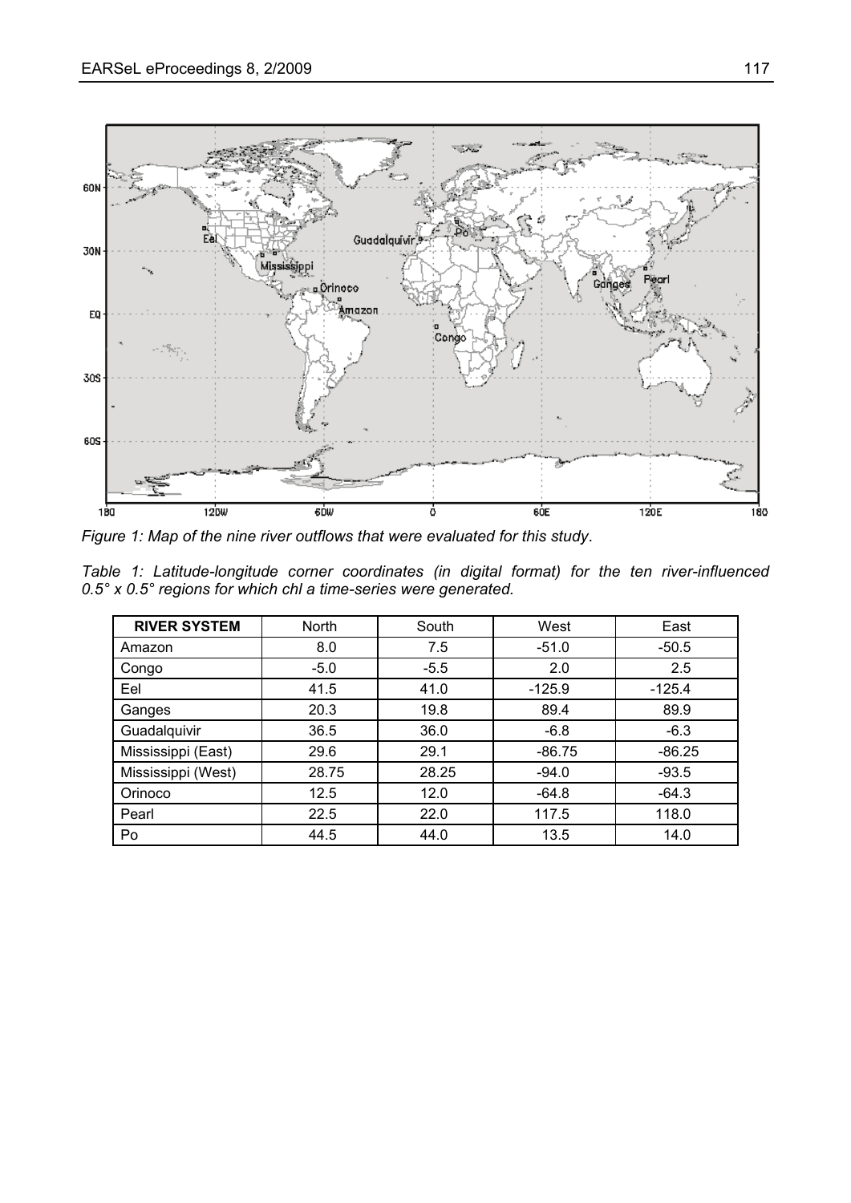*Figure 1: Map of the nine river outflows that were evaluated for this study.*

*Table 1: Latitude-longitude corner coordinates (in digital format) for the ten river-influenced 0.5° x 0.5° regions for which chl a time-series were generated.*

| **RIVER SYSTEM** | North | South | West | East |
|---|---|---|---|---|
| Amazon | 8.0 | 7.5 | -51.0 | -50.5 |
| Congo | -5.0 | -5.5 | 2.0 | 2.5 |
| Eel | 41.5 | 41.0 | -125.9 | -125.4 |
| Ganges | 20.3 | 19.8 | 89.4 | 89.9 |
| Guadalquivir | 36.5 | 36.0 | -6.8 | -6.3 |
| Mississippi (East) | 29.6 | 29.1 | -86.75 | -86.25 |
| Mississippi (West) | 28.75 | 28.25 | -94.0 | -93.5 |
| Orinoco | 12.5 | 12.0 | -64.8 | -64.3 |
| Pearl | 22.5 | 22.0 | 117.5 | 118.0 |
| Po | 44.5 | 44.0 | 13.5 | 14.0 |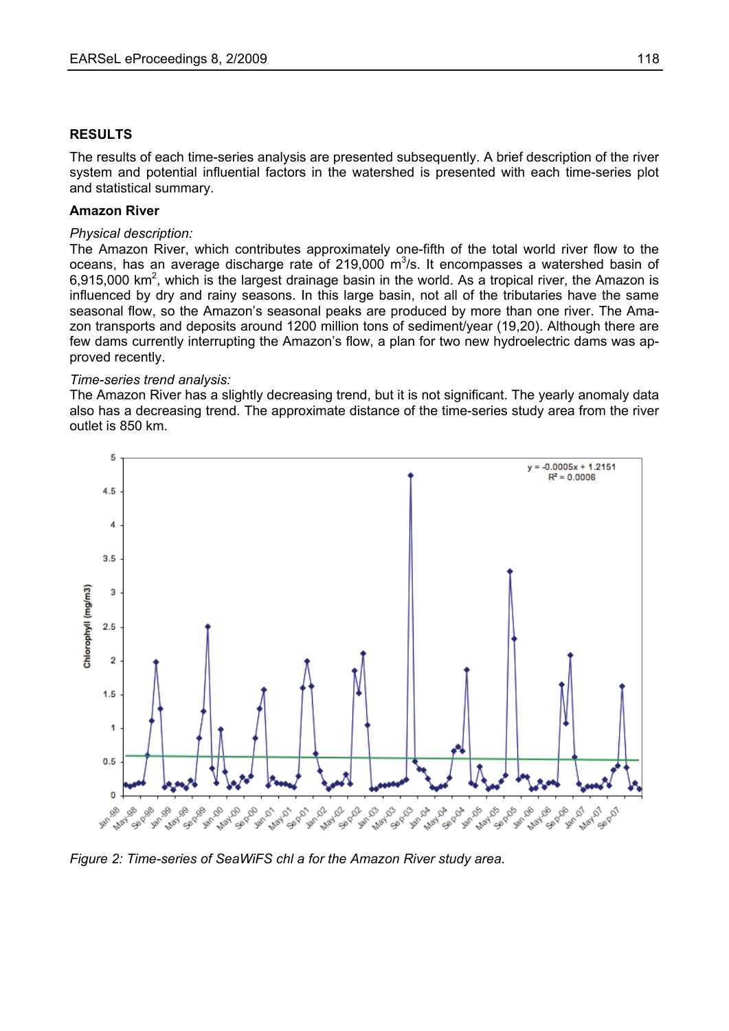## RESULTS

The results of each time-series analysis are presented subsequently. A brief description of the river system and potential influential factors in the watershed is presented with each time-series plot and statistical summary.

### Amazon River

*Physical description:*

The Amazon River, which contributes approximately one-fifth of the total world river flow to the oceans, has an average discharge rate of 219,000 $m^3$/s. It encompasses a watershed basin of 6,915,000 $km^2$, which is the largest drainage basin in the world. As a tropical river, the Amazon is influenced by dry and rainy seasons. In this large basin, not all of the tributaries have the same seasonal flow, so the Amazon's seasonal peaks are produced by more than one river. The Amazon transports and deposits around 1200 million tons of sediment/year (19,20). Although there are few dams currently interrupting the Amazon's flow, a plan for two new hydroelectric dams was approved recently.

*Time-series trend analysis:*

The Amazon River has a slightly decreasing trend, but it is not significant. The yearly anomaly data also has a decreasing trend. The approximate distance of the time-series study area from the river outlet is 850 km.

*Figure 2: Time-series of SeaWiFS chl a for the Amazon River study area.*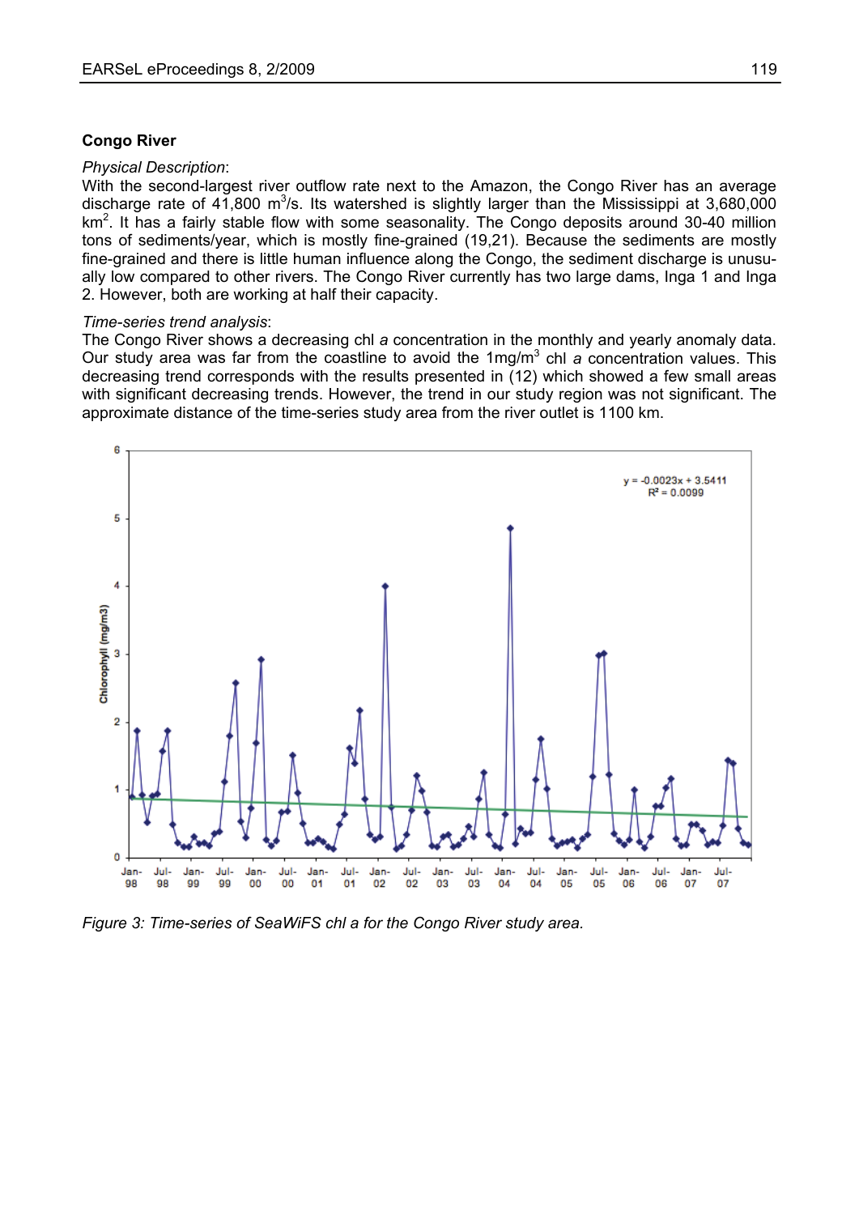**Congo River**

*Physical Description*:

With the second-largest river outflow rate next to the Amazon, the Congo River has an average discharge rate of 41,800 $m^3$/s. Its watershed is slightly larger than the Mississippi at 3,680,000 $km^2$. It has a fairly stable flow with some seasonality. The Congo deposits around 30-40 million tons of sediments/year, which is mostly fine-grained (19,21). Because the sediments are mostly fine-grained and there is little human influence along the Congo, the sediment discharge is unusually low compared to other rivers. The Congo River currently has two large dams, Inga 1 and Inga 2. However, both are working at half their capacity.

*Time-series trend analysis*:

The Congo River shows a decreasing chl *a* concentration in the monthly and yearly anomaly data. Our study area was far from the coastline to avoid the 1mg/$m^3$ chl *a* concentration values. This decreasing trend corresponds with the results presented in (12) which showed a few small areas with significant decreasing trends. However, the trend in our study region was not significant. The approximate distance of the time-series study area from the river outlet is 1100 km.

*Figure 3: Time-series of SeaWiFS chl a for the Congo River study area.*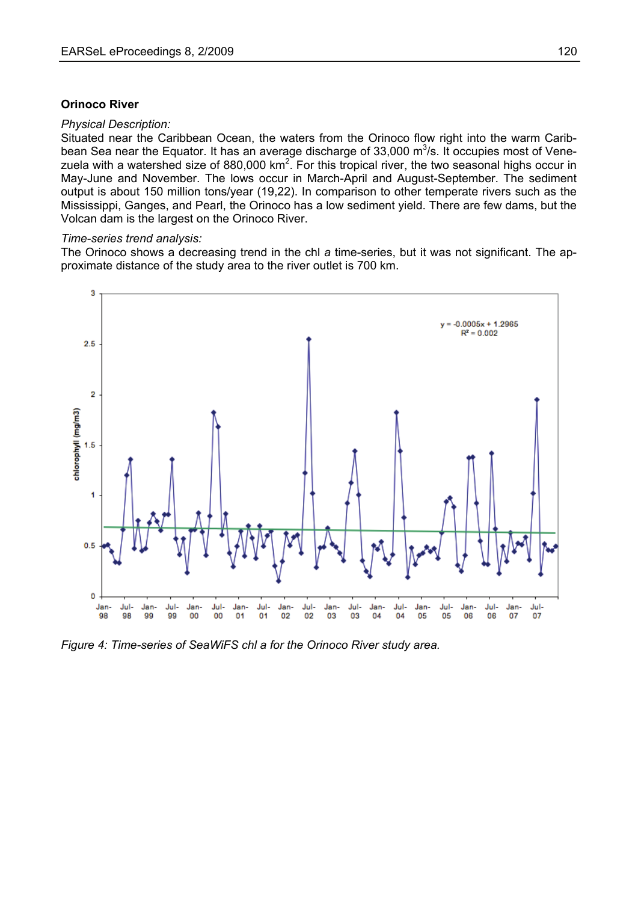### Orinoco River

*Physical Description:*

Situated near the Caribbean Ocean, the waters from the Orinoco flow right into the warm Caribbean Sea near the Equator. It has an average discharge of 33,000 $m^3/s$. It occupies most of Venezuela with a watershed size of 880,000 $km^2$. For this tropical river, the two seasonal highs occur in May-June and November. The lows occur in March-April and August-September. The sediment output is about 150 million tons/year (19,22). In comparison to other temperate rivers such as the Mississippi, Ganges, and Pearl, the Orinoco has a low sediment yield. There are few dams, but the Volcan dam is the largest on the Orinoco River.

*Time-series trend analysis:*

The Orinoco shows a decreasing trend in the chl *a* time-series, but it was not significant. The approximate distance of the study area to the river outlet is 700 km.

*Figure 4: Time-series of SeaWiFS chl a for the Orinoco River study area.*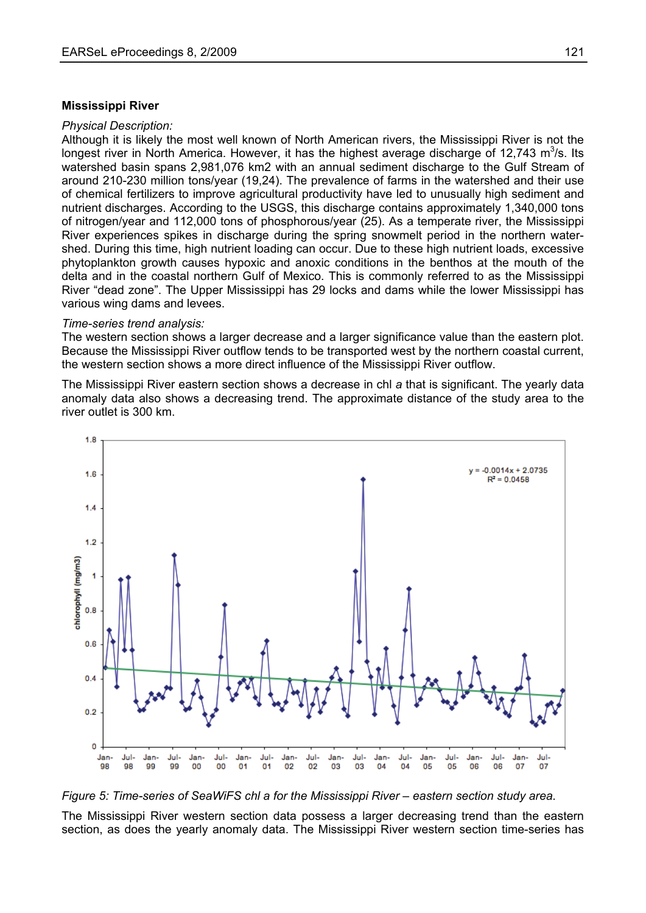**Mississippi River**

*Physical Description:*

Although it is likely the most well known of North American rivers, the Mississippi River is not the longest river in North America. However, it has the highest average discharge of 12,743 $m^3$/s. Its watershed basin spans 2,981,076 km2 with an annual sediment discharge to the Gulf Stream of around 210-230 million tons/year (19,24). The prevalence of farms in the watershed and their use of chemical fertilizers to improve agricultural productivity have led to unusually high sediment and nutrient discharges. According to the USGS, this discharge contains approximately 1,340,000 tons of nitrogen/year and 112,000 tons of phosphorous/year (25). As a temperate river, the Mississippi River experiences spikes in discharge during the spring snowmelt period in the northern watershed. During this time, high nutrient loading can occur. Due to these high nutrient loads, excessive phytoplankton growth causes hypoxic and anoxic conditions in the benthos at the mouth of the delta and in the coastal northern Gulf of Mexico. This is commonly referred to as the Mississippi River "dead zone". The Upper Mississippi has 29 locks and dams while the lower Mississippi has various wing dams and levees.

*Time-series trend analysis:*

The western section shows a larger decrease and a larger significance value than the eastern plot. Because the Mississippi River outflow tends to be transported west by the northern coastal current, the western section shows a more direct influence of the Mississippi River outflow.

The Mississippi River eastern section shows a decrease in chl *a* that is significant. The yearly data anomaly data also shows a decreasing trend. The approximate distance of the study area to the river outlet is 300 km.

*Figure 5: Time-series of SeaWiFS chl a for the Mississippi River – eastern section study area.*

The Mississippi River western section data possess a larger decreasing trend than the eastern section, as does the yearly anomaly data. The Mississippi River western section time-series has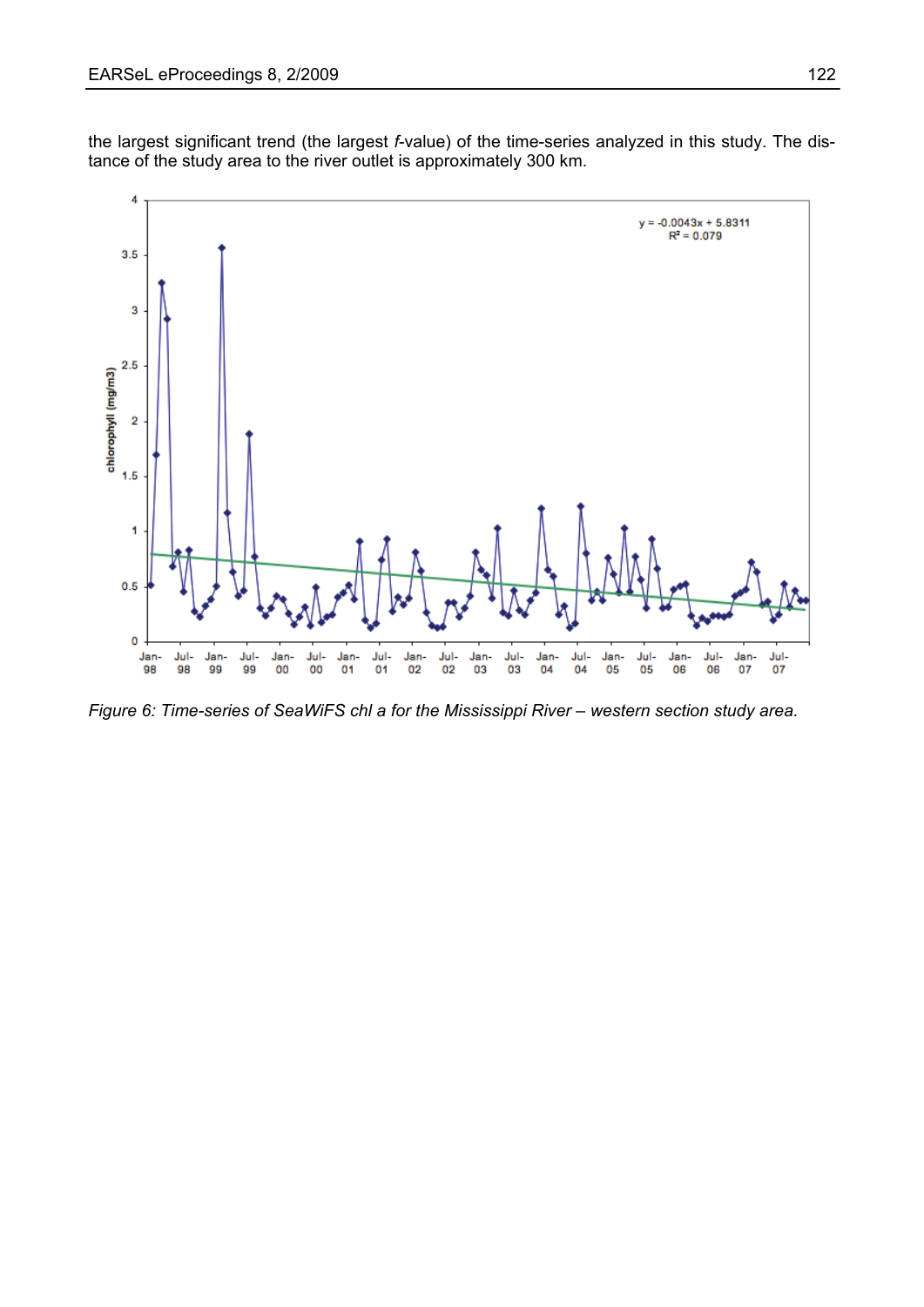the largest significant trend (the largest *f*-value) of the time-series analyzed in this study. The distance of the study area to the river outlet is approximately 300 km.

*Figure 6: Time-series of SeaWiFS chl a for the Mississippi River – western section study area.*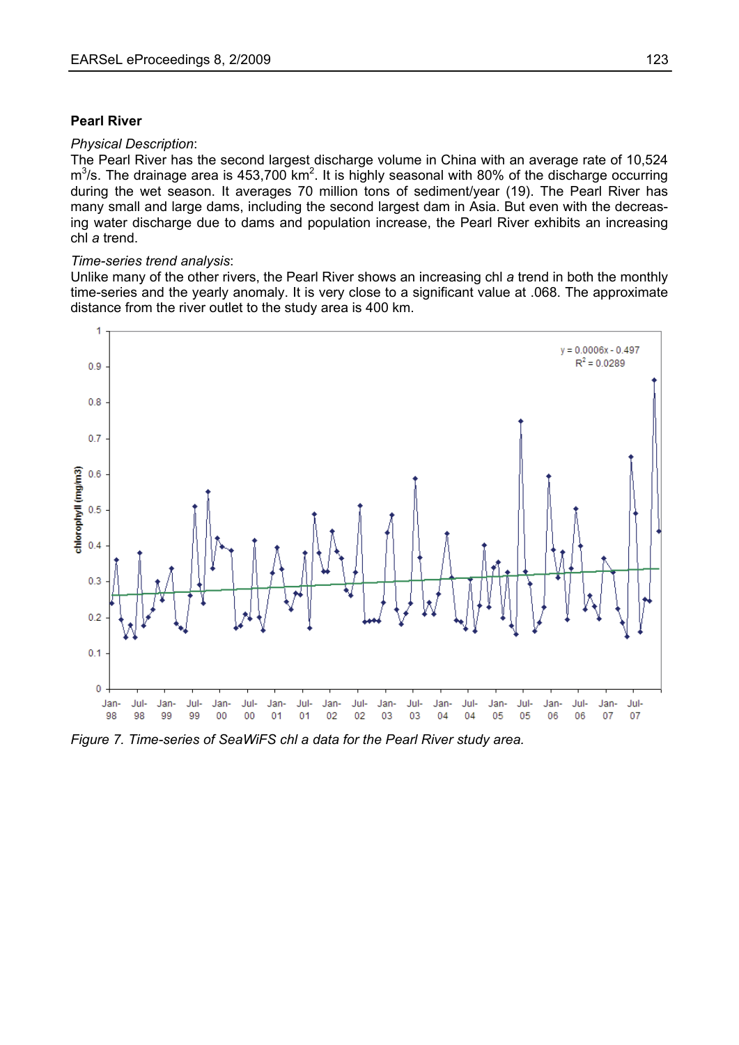**Pearl River**

*Physical Description*:

The Pearl River has the second largest discharge volume in China with an average rate of 10,524 $m^3/s$. The drainage area is 453,700 $km^2$. It is highly seasonal with 80% of the discharge occurring during the wet season. It averages 70 million tons of sediment/year (19). The Pearl River has many small and large dams, including the second largest dam in Asia. But even with the decreasing water discharge due to dams and population increase, the Pearl River exhibits an increasing chl *a* trend.

*Time-series trend analysis*:

Unlike many of the other rivers, the Pearl River shows an increasing chl *a* trend in both the monthly time-series and the yearly anomaly. It is very close to a significant value at .068. The approximate distance from the river outlet to the study area is 400 km.

*Figure 7. Time-series of SeaWiFS chl a data for the Pearl River study area.*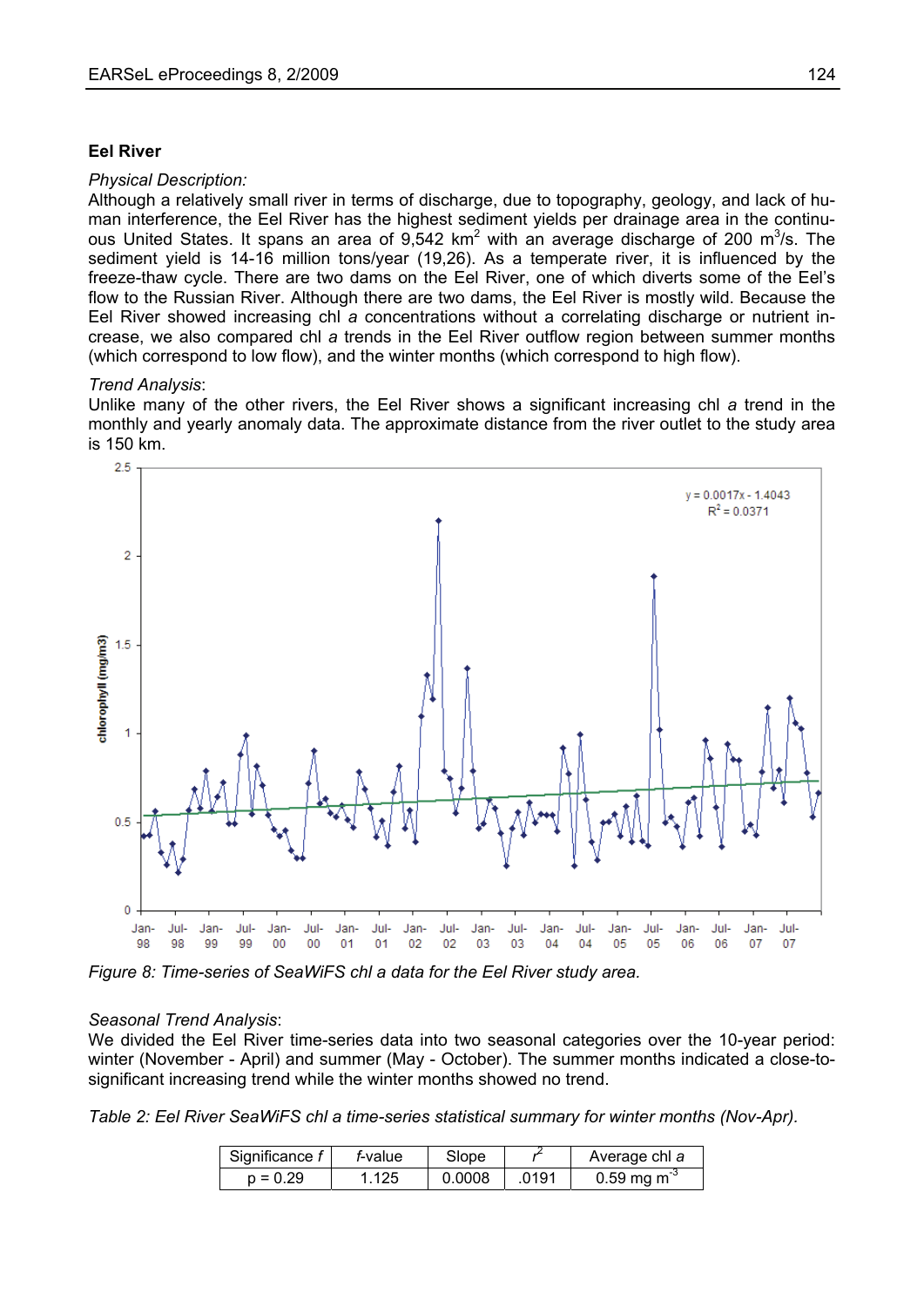**Eel River**

*Physical Description:*

Although a relatively small river in terms of discharge, due to topography, geology, and lack of human interference, the Eel River has the highest sediment yields per drainage area in the continuous United States. It spans an area of 9,542 $km^2$ with an average discharge of 200 $m^3$/s. The sediment yield is 14-16 million tons/year (19,26). As a temperate river, it is influenced by the freeze-thaw cycle. There are two dams on the Eel River, one of which diverts some of the Eel's flow to the Russian River. Although there are two dams, the Eel River is mostly wild. Because the Eel River showed increasing chl *a* concentrations without a correlating discharge or nutrient increase, we also compared chl *a* trends in the Eel River outflow region between summer months (which correspond to low flow), and the winter months (which correspond to high flow).

*Trend Analysis*:

Unlike many of the other rivers, the Eel River shows a significant increasing chl *a* trend in the monthly and yearly anomaly data. The approximate distance from the river outlet to the study area is 150 km.

*Figure 8: Time-series of SeaWiFS chl a data for the Eel River study area.*

*Seasonal Trend Analysis*:

We divided the Eel River time-series data into two seasonal categories over the 10-year period: winter (November - April) and summer (May - October). The summer months indicated a close-to-significant increasing trend while the winter months showed no trend.

*Table 2: Eel River SeaWiFS chl a time-series statistical summary for winter months (Nov-Apr).*

| Significance *f* | *f*-value | Slope | $r^2$ | Average chl *a* |
|---|---|---|---|---|
| p = 0.29 | 1.125 | 0.0008 | .0191 | 0.59 mg $m^{-3}$ |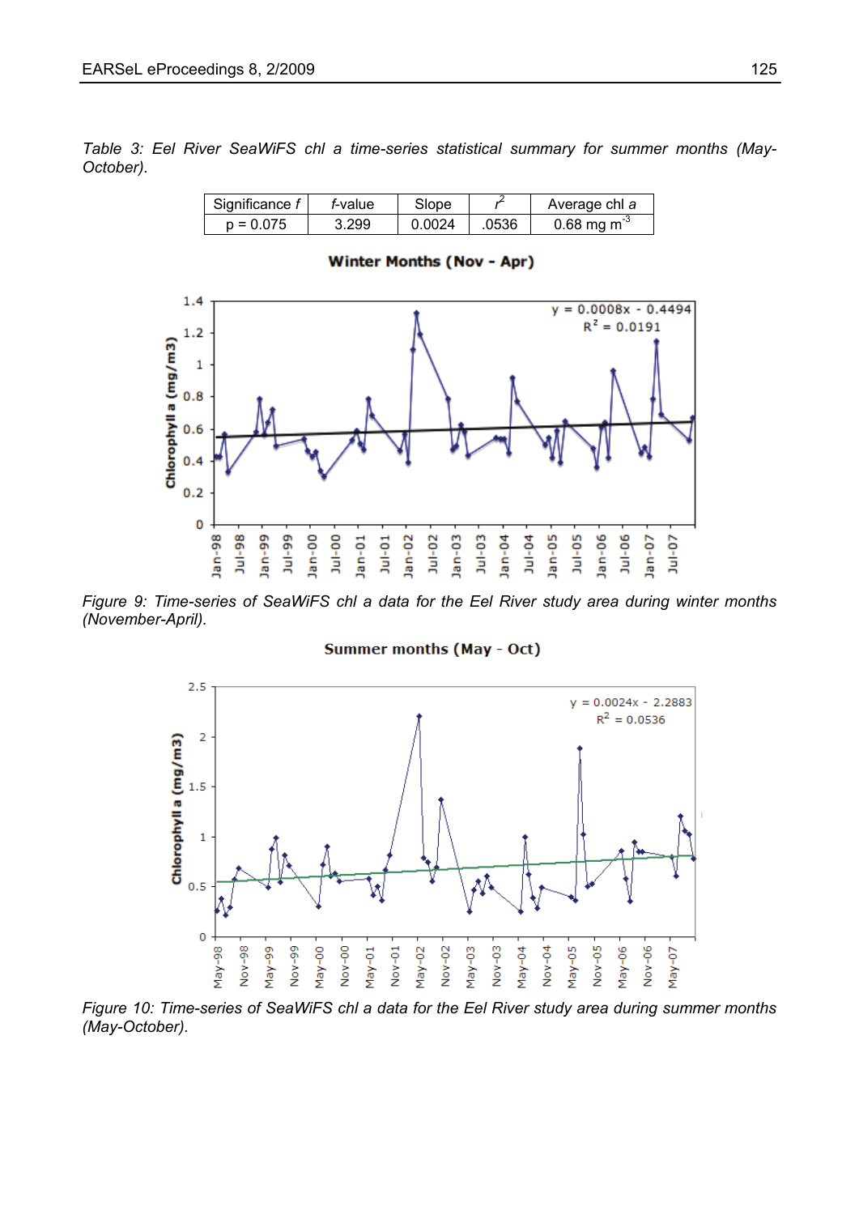*Table 3: Eel River SeaWiFS chl a time-series statistical summary for summer months (May-October).*

| Significance *f* | *f*-value | Slope | $r^2$ | Average chl *a* |
|---|---|---|---|---|
| p = 0.075 | 3.299 | 0.0024 | .0536 | 0.68 mg $m^{-3}$ |

*Figure 9: Time-series of SeaWiFS chl a data for the Eel River study area during winter months (November-April).*

*Figure 10: Time-series of SeaWiFS chl a data for the Eel River study area during summer months (May-October).*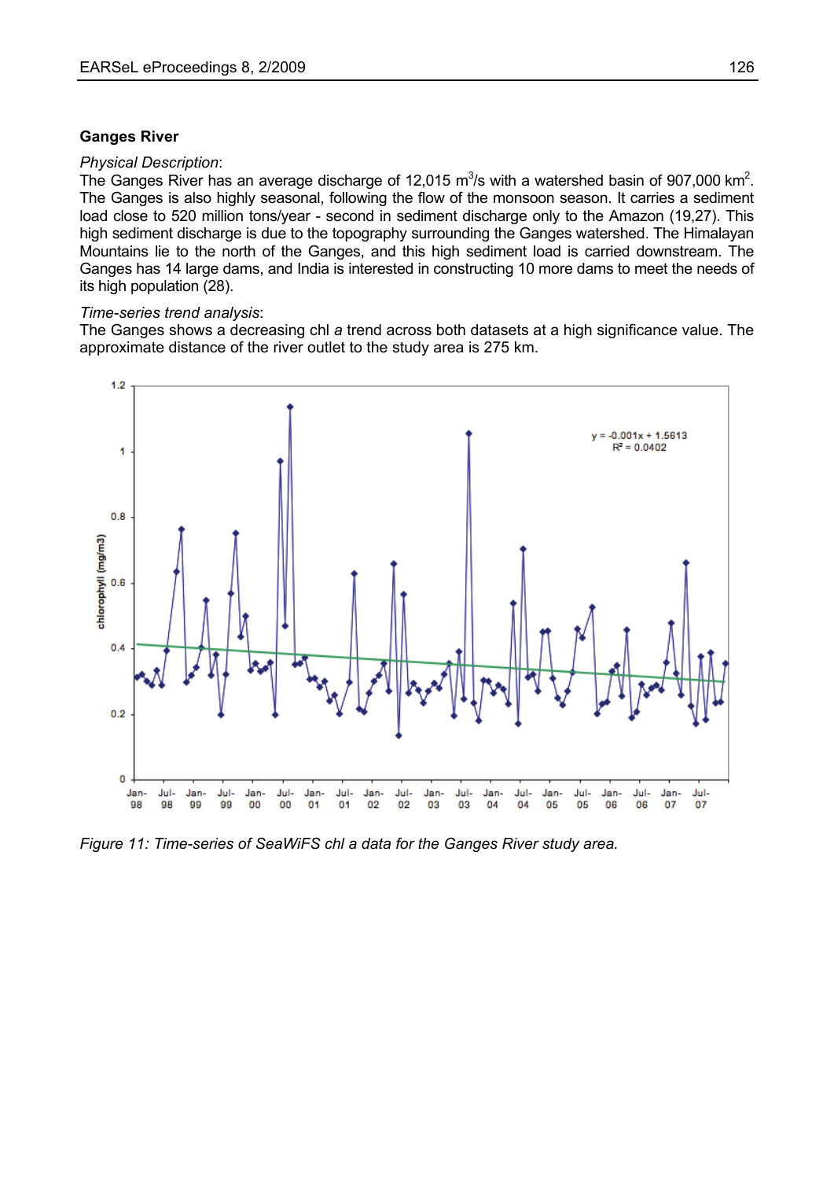**Ganges River**

*Physical Description*:

The Ganges River has an average discharge of 12,015 $m^3$/s with a watershed basin of 907,000 $km^2$. The Ganges is also highly seasonal, following the flow of the monsoon season. It carries a sediment load close to 520 million tons/year - second in sediment discharge only to the Amazon (19,27). This high sediment discharge is due to the topography surrounding the Ganges watershed. The Himalayan Mountains lie to the north of the Ganges, and this high sediment load is carried downstream. The Ganges has 14 large dams, and India is interested in constructing 10 more dams to meet the needs of its high population (28).

*Time-series trend analysis*:

The Ganges shows a decreasing chl *a* trend across both datasets at a high significance value. The approximate distance of the river outlet to the study area is 275 km.

*Figure 11: Time-series of SeaWiFS chl a data for the Ganges River study area.*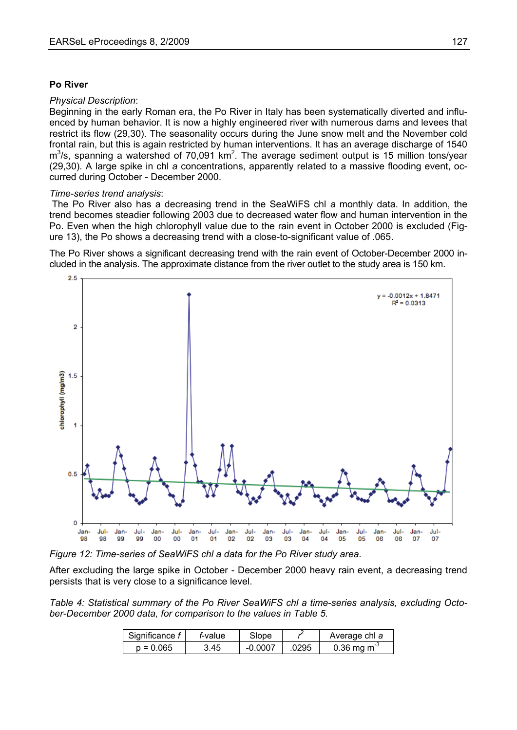### Po River

*Physical Description*:

Beginning in the early Roman era, the Po River in Italy has been systematically diverted and influenced by human behavior. It is now a highly engineered river with numerous dams and levees that restrict its flow (29,30). The seasonality occurs during the June snow melt and the November cold frontal rain, but this is again restricted by human interventions. It has an average discharge of 1540 $m^3/s$, spanning a watershed of 70,091 $km^2$. The average sediment output is 15 million tons/year (29,30). A large spike in chl *a* concentrations, apparently related to a massive flooding event, occurred during October - December 2000.

*Time-series trend analysis*:

The Po River also has a decreasing trend in the SeaWiFS chl *a* monthly data. In addition, the trend becomes steadier following 2003 due to decreased water flow and human intervention in the Po. Even when the high chlorophyll value due to the rain event in October 2000 is excluded (Figure 13), the Po shows a decreasing trend with a close-to-significant value of .065.

The Po River shows a significant decreasing trend with the rain event of October-December 2000 included in the analysis. The approximate distance from the river outlet to the study area is 150 km.

*Figure 12: Time-series of SeaWiFS chl a data for the Po River study area.*

After excluding the large spike in October - December 2000 heavy rain event, a decreasing trend persists that is very close to a significance level.

*Table 4: Statistical summary of the Po River SeaWiFS chl a time-series analysis, excluding October-December 2000 data, for comparison to the values in Table 5.*

| Significance *f* | *f*-value | Slope | $r^2$ | Average chl *a* |
|---|---|---|---|---|
| p = 0.065 | 3.45 | -0.0007 | .0295 | 0.36 mg $m^{-3}$ |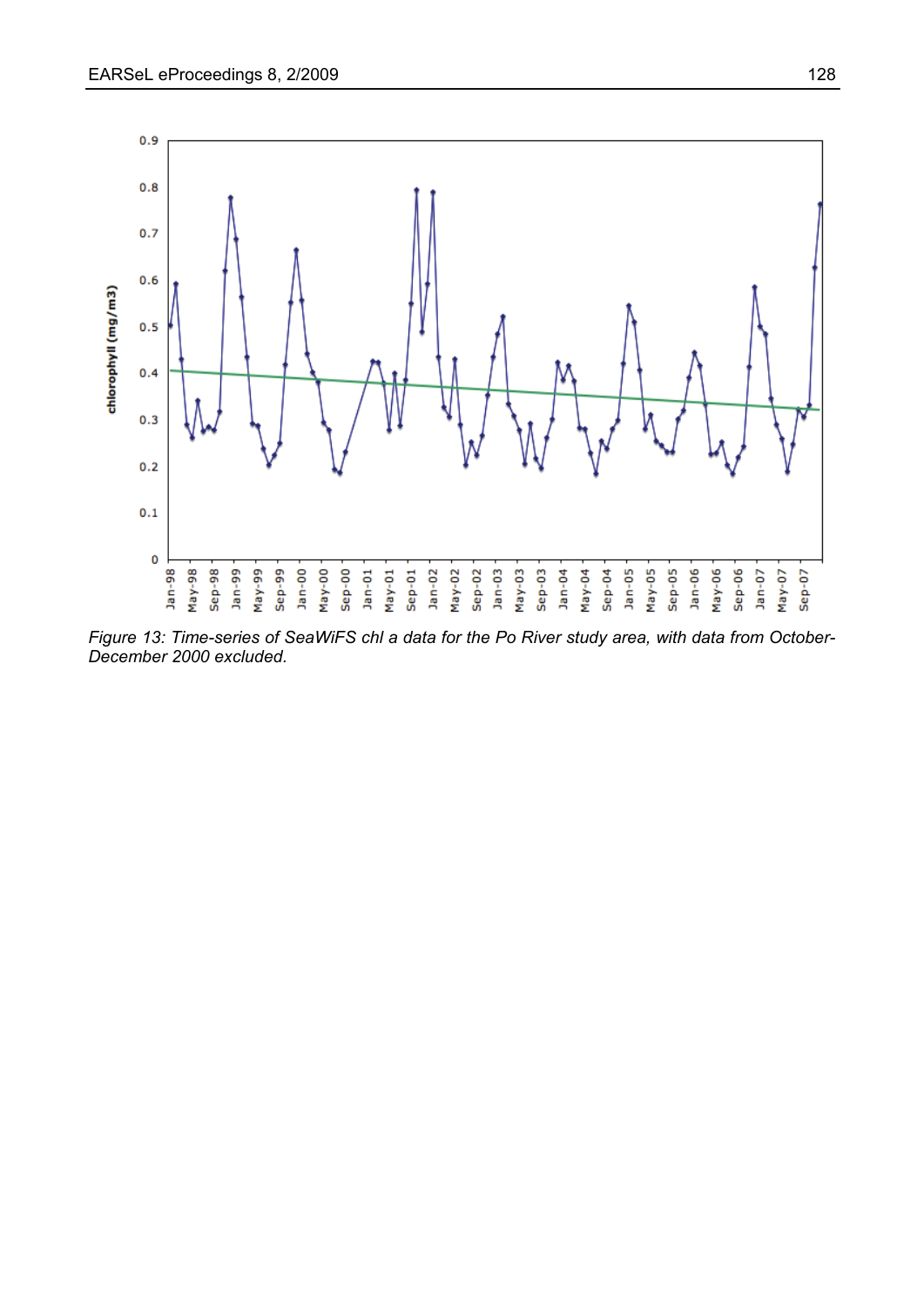Figure 13: Time-series of SeaWiFS chl a data for the Po River study area, with data from October-December 2000 excluded.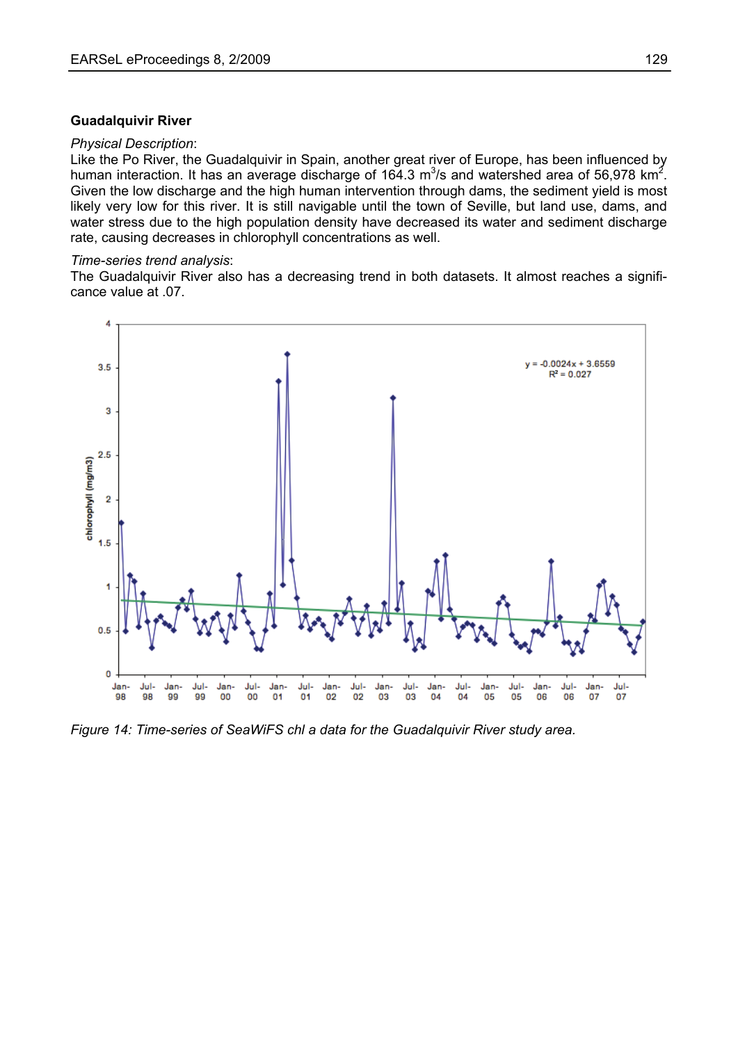**Guadalquivir River**

*Physical Description*:

Like the Po River, the Guadalquivir in Spain, another great river of Europe, has been influenced by human interaction. It has an average discharge of 164.3 $m^3/s$ and watershed area of 56,978 $km^2$. Given the low discharge and the high human intervention through dams, the sediment yield is most likely very low for this river. It is still navigable until the town of Seville, but land use, dams, and water stress due to the high population density have decreased its water and sediment discharge rate, causing decreases in chlorophyll concentrations as well.

*Time-series trend analysis*:

The Guadalquivir River also has a decreasing trend in both datasets. It almost reaches a significance value at .07.

*Figure 14: Time-series of SeaWiFS chl a data for the Guadalquivir River study area.*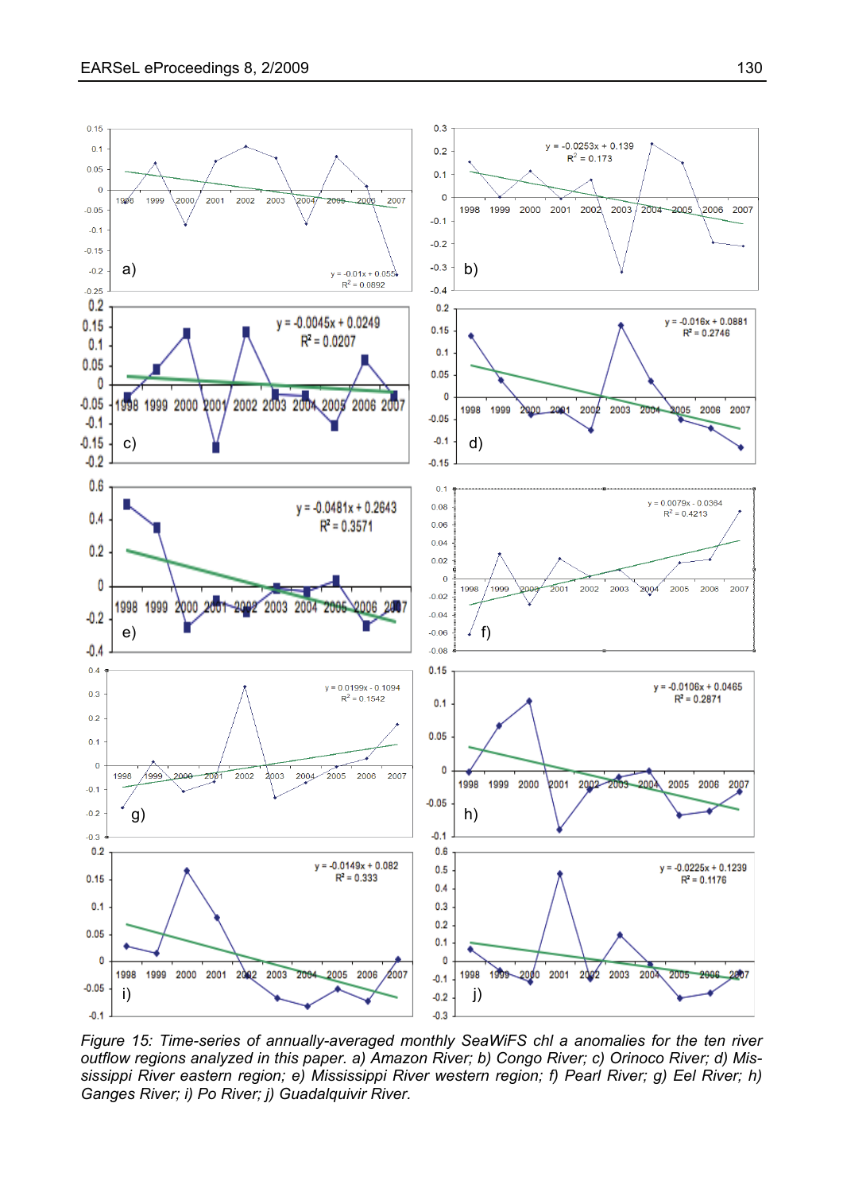*Figure 15: Time-series of annually-averaged monthly SeaWiFS chl a anomalies for the ten river outflow regions analyzed in this paper. a) Amazon River; b) Congo River; c) Orinoco River; d) Mississippi River eastern region; e) Mississippi River western region; f) Pearl River; g) Eel River; h) Ganges River; i) Po River; j) Guadalquivir River.*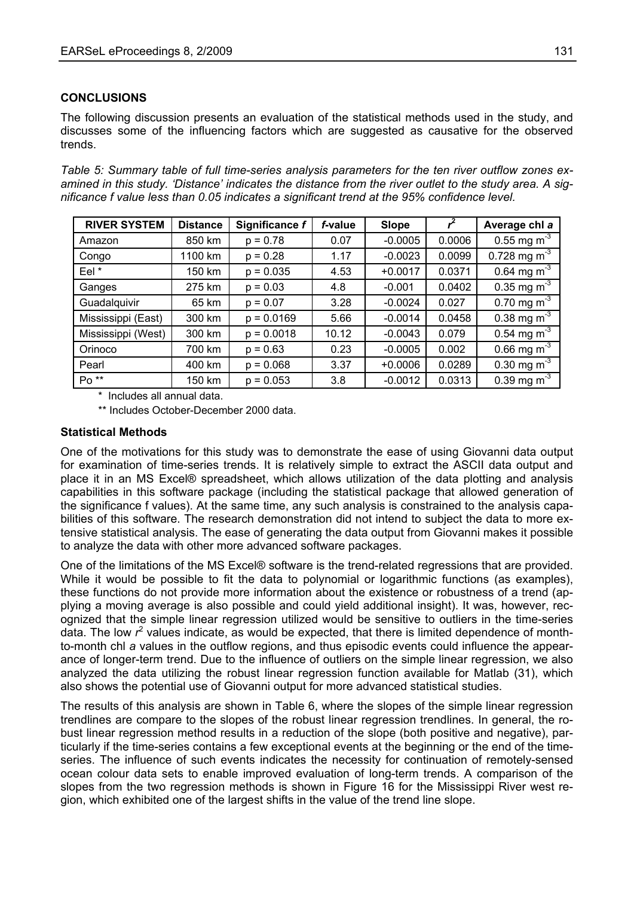## CONCLUSIONS

The following discussion presents an evaluation of the statistical methods used in the study, and discusses some of the influencing factors which are suggested as causative for the observed trends.

*Table 5: Summary table of full time-series analysis parameters for the ten river outflow zones examined in this study. 'Distance' indicates the distance from the river outlet to the study area. A significance f value less than 0.05 indicates a significant trend at the 95% confidence level.*

| RIVER SYSTEM | Distance | Significance *f* | *f*-value | Slope | $r^2$ | Average chl *a* |
|---|---|---|---|---|---|---|
| Amazon | 850 km | p = 0.78 | 0.07 | -0.0005 | 0.0006 | 0.55 mg $m^{-3}$ |
| Congo | 1100 km | p = 0.28 | 1.17 | -0.0023 | 0.0099 | 0.728 mg $m^{-3}$ |
| Eel * | 150 km | p = 0.035 | 4.53 | +0.0017 | 0.0371 | 0.64 mg $m^{-3}$ |
| Ganges | 275 km | p = 0.03 | 4.8 | -0.001 | 0.0402 | 0.35 mg $m^{-3}$ |
| Guadalquivir | 65 km | p = 0.07 | 3.28 | -0.0024 | 0.027 | 0.70 mg $m^{-3}$ |
| Mississippi (East) | 300 km | p = 0.0169 | 5.66 | -0.0014 | 0.0458 | 0.38 mg $m^{-3}$ |
| Mississippi (West) | 300 km | p = 0.0018 | 10.12 | -0.0043 | 0.079 | 0.54 mg $m^{-3}$ |
| Orinoco | 700 km | p = 0.63 | 0.23 | -0.0005 | 0.002 | 0.66 mg $m^{-3}$ |
| Pearl | 400 km | p = 0.068 | 3.37 | +0.0006 | 0.0289 | 0.30 mg $m^{-3}$ |
| Po ** | 150 km | p = 0.053 | 3.8 | -0.0012 | 0.0313 | 0.39 mg $m^{-3}$ |

\* Includes all annual data.

\** Includes October-December 2000 data.

### Statistical Methods

One of the motivations for this study was to demonstrate the ease of using Giovanni data output for examination of time-series trends. It is relatively simple to extract the ASCII data output and place it in an MS Excel® spreadsheet, which allows utilization of the data plotting and analysis capabilities in this software package (including the statistical package that allowed generation of the significance f values). At the same time, any such analysis is constrained to the analysis capabilities of this software. The research demonstration did not intend to subject the data to more extensive statistical analysis. The ease of generating the data output from Giovanni makes it possible to analyze the data with other more advanced software packages.

One of the limitations of the MS Excel® software is the trend-related regressions that are provided. While it would be possible to fit the data to polynomial or logarithmic functions (as examples), these functions do not provide more information about the existence or robustness of a trend (applying a moving average is also possible and could yield additional insight). It was, however, recognized that the simple linear regression utilized would be sensitive to outliers in the time-series data. The low $r^2$ values indicate, as would be expected, that there is limited dependence of month-to-month chl *a* values in the outflow regions, and thus episodic events could influence the appearance of longer-term trend. Due to the influence of outliers on the simple linear regression, we also analyzed the data utilizing the robust linear regression function available for Matlab (31), which also shows the potential use of Giovanni output for more advanced statistical studies.

The results of this analysis are shown in Table 6, where the slopes of the simple linear regression trendlines are compare to the slopes of the robust linear regression trendlines. In general, the robust linear regression method results in a reduction of the slope (both positive and negative), particularly if the time-series contains a few exceptional events at the beginning or the end of the time-series. The influence of such events indicates the necessity for continuation of remotely-sensed ocean colour data sets to enable improved evaluation of long-term trends. A comparison of the slopes from the two regression methods is shown in Figure 16 for the Mississippi River west region, which exhibited one of the largest shifts in the value of the trend line slope.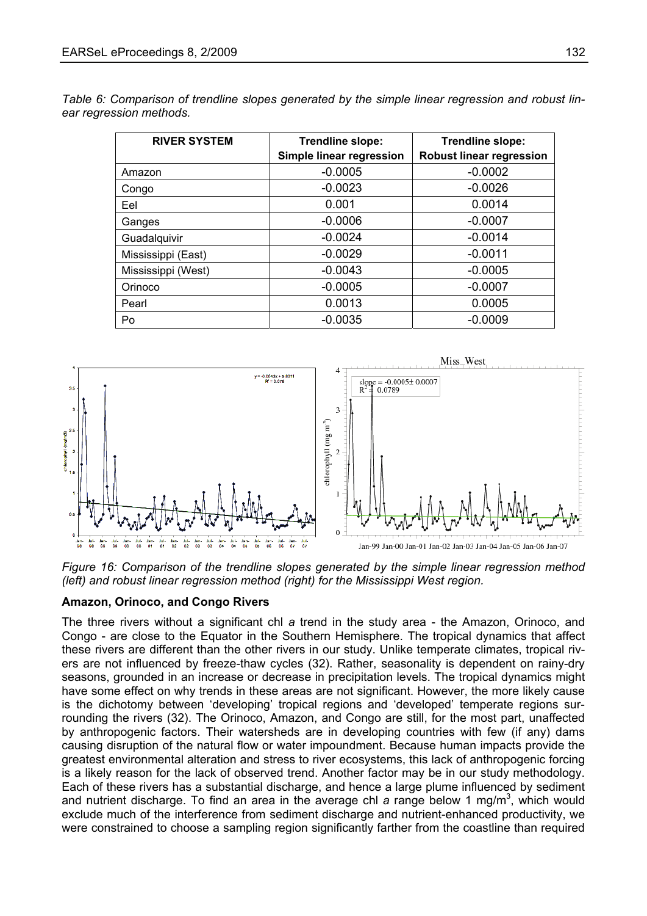*Table 6: Comparison of trendline slopes generated by the simple linear regression and robust linear regression methods.*

| RIVER SYSTEM | Trendline slope: Simple linear regression | Trendline slope: Robust linear regression |
|---|---|---|
| Amazon | -0.0005 | -0.0002 |
| Congo | -0.0023 | -0.0026 |
| Eel | 0.001 | 0.0014 |
| Ganges | -0.0006 | -0.0007 |
| Guadalquivir | -0.0024 | -0.0014 |
| Mississippi (East) | -0.0029 | -0.0011 |
| Mississippi (West) | -0.0043 | -0.0005 |
| Orinoco | -0.0005 | -0.0007 |
| Pearl | 0.0013 | 0.0005 |
| Po | -0.0035 | -0.0009 |

*Figure 16: Comparison of the trendline slopes generated by the simple linear regression method (left) and robust linear regression method (right) for the Mississippi West region.*

**Amazon, Orinoco, and Congo Rivers**

The three rivers without a significant chl *a* trend in the study area - the Amazon, Orinoco, and Congo - are close to the Equator in the Southern Hemisphere. The tropical dynamics that affect these rivers are different than the other rivers in our study. Unlike temperate climates, tropical rivers are not influenced by freeze-thaw cycles (32). Rather, seasonality is dependent on rainy-dry seasons, grounded in an increase or decrease in precipitation levels. The tropical dynamics might have some effect on why trends in these areas are not significant. However, the more likely cause is the dichotomy between 'developing' tropical regions and 'developed' temperate regions surrounding the rivers (32). The Orinoco, Amazon, and Congo are still, for the most part, unaffected by anthropogenic factors. Their watersheds are in developing countries with few (if any) dams causing disruption of the natural flow or water impoundment. Because human impacts provide the greatest environmental alteration and stress to river ecosystems, this lack of anthropogenic forcing is a likely reason for the lack of observed trend. Another factor may be in our study methodology. Each of these rivers has a substantial discharge, and hence a large plume influenced by sediment and nutrient discharge. To find an area in the average chl *a* range below 1 mg/m$^3$, which would exclude much of the interference from sediment discharge and nutrient-enhanced productivity, we were constrained to choose a sampling region significantly farther from the coastline than required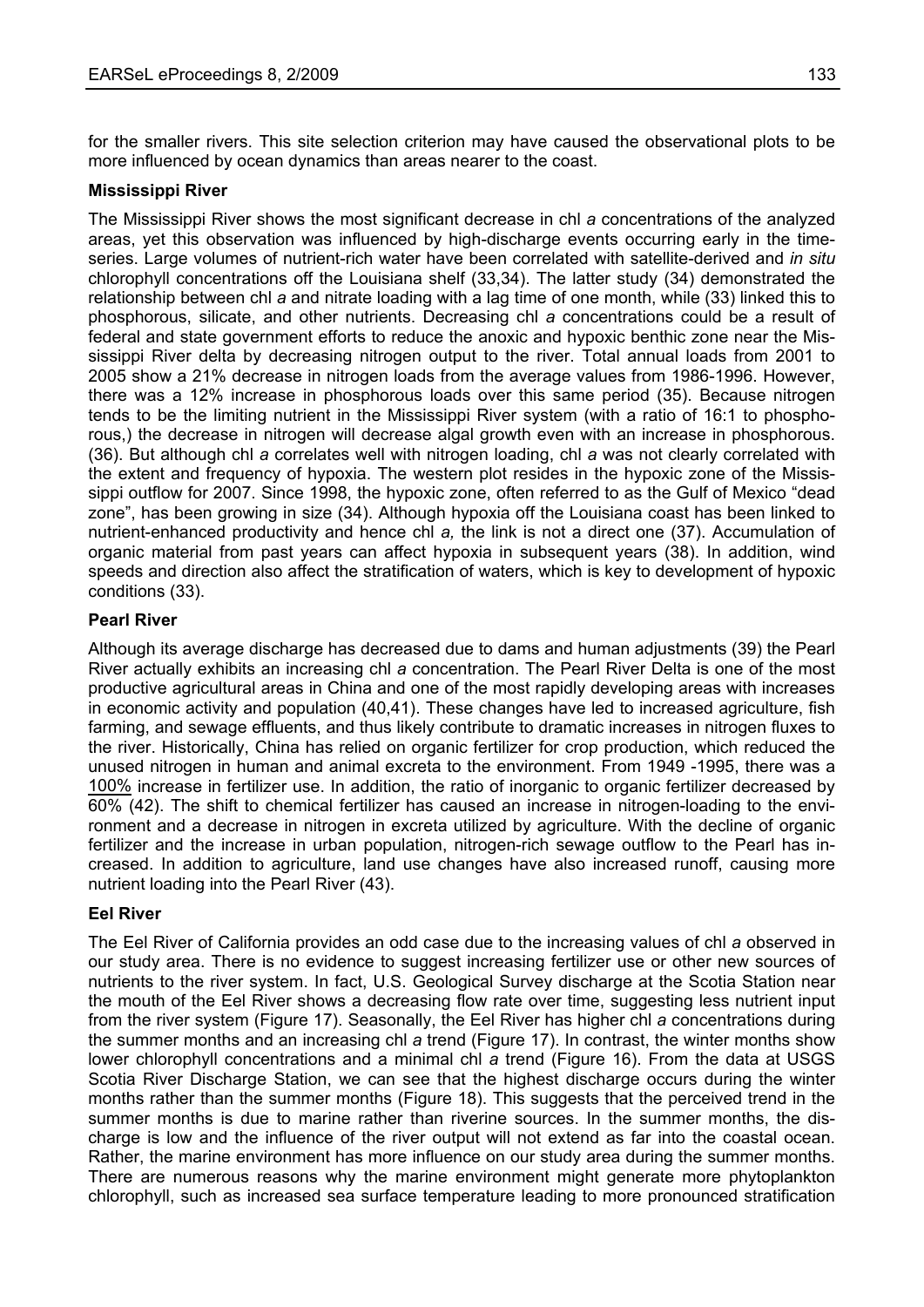for the smaller rivers. This site selection criterion may have caused the observational plots to be more influenced by ocean dynamics than areas nearer to the coast.

**Mississippi River**

The Mississippi River shows the most significant decrease in chl *a* concentrations of the analyzed areas, yet this observation was influenced by high-discharge events occurring early in the time-series. Large volumes of nutrient-rich water have been correlated with satellite-derived and *in situ* chlorophyll concentrations off the Louisiana shelf (33,34). The latter study (34) demonstrated the relationship between chl *a* and nitrate loading with a lag time of one month, while (33) linked this to phosphorous, silicate, and other nutrients. Decreasing chl *a* concentrations could be a result of federal and state government efforts to reduce the anoxic and hypoxic benthic zone near the Mississippi River delta by decreasing nitrogen output to the river. Total annual loads from 2001 to 2005 show a 21% decrease in nitrogen loads from the average values from 1986-1996. However, there was a 12% increase in phosphorous loads over this same period (35). Because nitrogen tends to be the limiting nutrient in the Mississippi River system (with a ratio of 16:1 to phosphorous,) the decrease in nitrogen will decrease algal growth even with an increase in phosphorous. (36). But although chl *a* correlates well with nitrogen loading, chl *a* was not clearly correlated with the extent and frequency of hypoxia. The western plot resides in the hypoxic zone of the Mississippi outflow for 2007. Since 1998, the hypoxic zone, often referred to as the Gulf of Mexico "dead zone", has been growing in size (34). Although hypoxia off the Louisiana coast has been linked to nutrient-enhanced productivity and hence chl *a,* the link is not a direct one (37). Accumulation of organic material from past years can affect hypoxia in subsequent years (38). In addition, wind speeds and direction also affect the stratification of waters, which is key to development of hypoxic conditions (33).

**Pearl River**

Although its average discharge has decreased due to dams and human adjustments (39) the Pearl River actually exhibits an increasing chl *a* concentration. The Pearl River Delta is one of the most productive agricultural areas in China and one of the most rapidly developing areas with increases in economic activity and population (40,41). These changes have led to increased agriculture, fish farming, and sewage effluents, and thus likely contribute to dramatic increases in nitrogen fluxes to the river. Historically, China has relied on organic fertilizer for crop production, which reduced the unused nitrogen in human and animal excreta to the environment. From 1949 -1995, there was a 100% increase in fertilizer use. In addition, the ratio of inorganic to organic fertilizer decreased by 60% (42). The shift to chemical fertilizer has caused an increase in nitrogen-loading to the environment and a decrease in nitrogen in excreta utilized by agriculture. With the decline of organic fertilizer and the increase in urban population, nitrogen-rich sewage outflow to the Pearl has increased. In addition to agriculture, land use changes have also increased runoff, causing more nutrient loading into the Pearl River (43).

**Eel River**

The Eel River of California provides an odd case due to the increasing values of chl *a* observed in our study area. There is no evidence to suggest increasing fertilizer use or other new sources of nutrients to the river system. In fact, U.S. Geological Survey discharge at the Scotia Station near the mouth of the Eel River shows a decreasing flow rate over time, suggesting less nutrient input from the river system (Figure 17). Seasonally, the Eel River has higher chl *a* concentrations during the summer months and an increasing chl *a* trend (Figure 17). In contrast, the winter months show lower chlorophyll concentrations and a minimal chl *a* trend (Figure 16). From the data at USGS Scotia River Discharge Station, we can see that the highest discharge occurs during the winter months rather than the summer months (Figure 18). This suggests that the perceived trend in the summer months is due to marine rather than riverine sources. In the summer months, the discharge is low and the influence of the river output will not extend as far into the coastal ocean. Rather, the marine environment has more influence on our study area during the summer months. There are numerous reasons why the marine environment might generate more phytoplankton chlorophyll, such as increased sea surface temperature leading to more pronounced stratification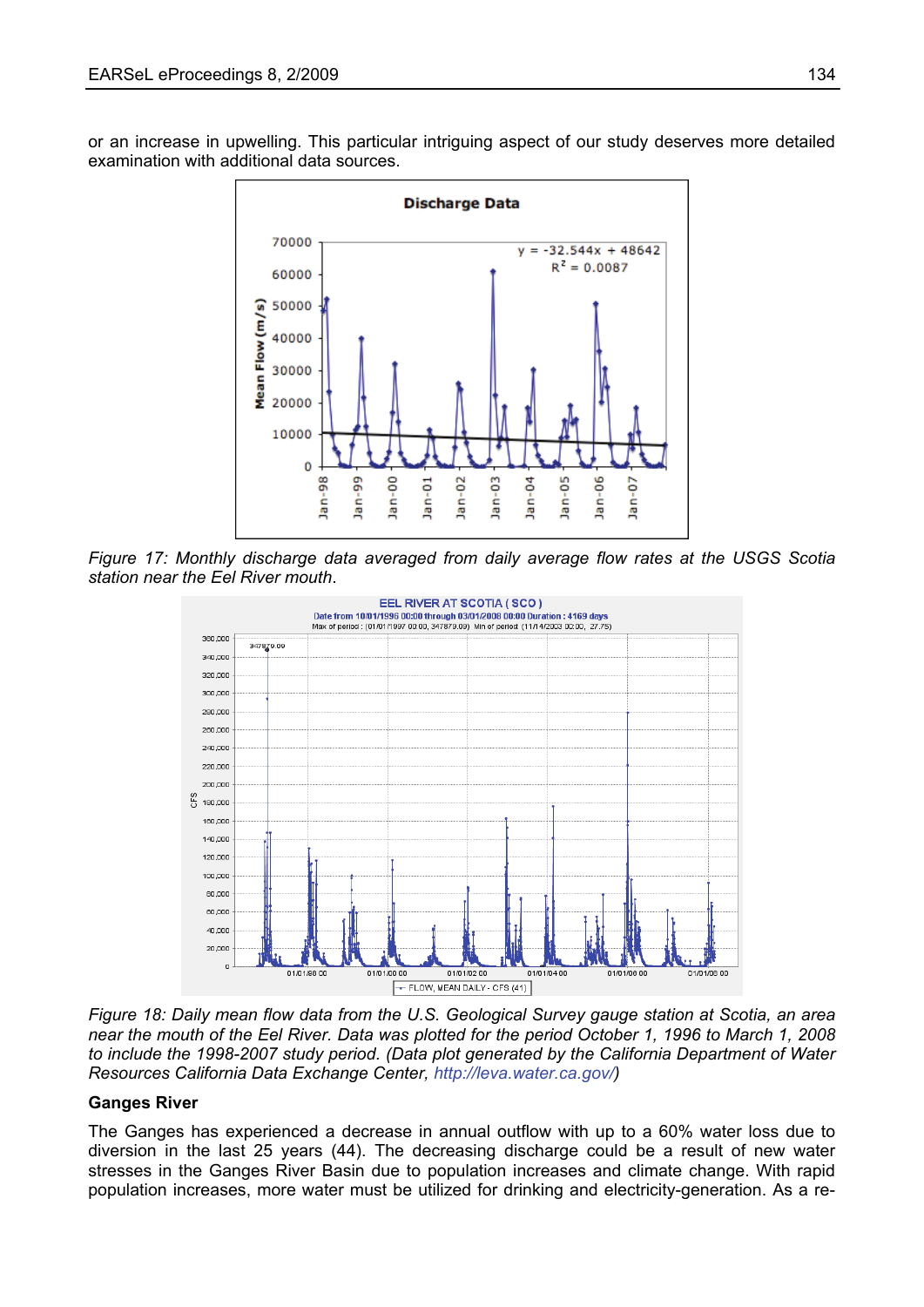or an increase in upwelling. This particular intriguing aspect of our study deserves more detailed examination with additional data sources.

*Figure 17: Monthly discharge data averaged from daily average flow rates at the USGS Scotia station near the Eel River mouth.*

*Figure 18: Daily mean flow data from the U.S. Geological Survey gauge station at Scotia, an area near the mouth of the Eel River. Data was plotted for the period October 1, 1996 to March 1, 2008 to include the 1998-2007 study period. (Data plot generated by the California Department of Water Resources California Data Exchange Center, http://leva.water.ca.gov/)*

**Ganges River**

The Ganges has experienced a decrease in annual outflow with up to a 60% water loss due to diversion in the last 25 years (44). The decreasing discharge could be a result of new water stresses in the Ganges River Basin due to population increases and climate change. With rapid population increases, more water must be utilized for drinking and electricity-generation. As a re-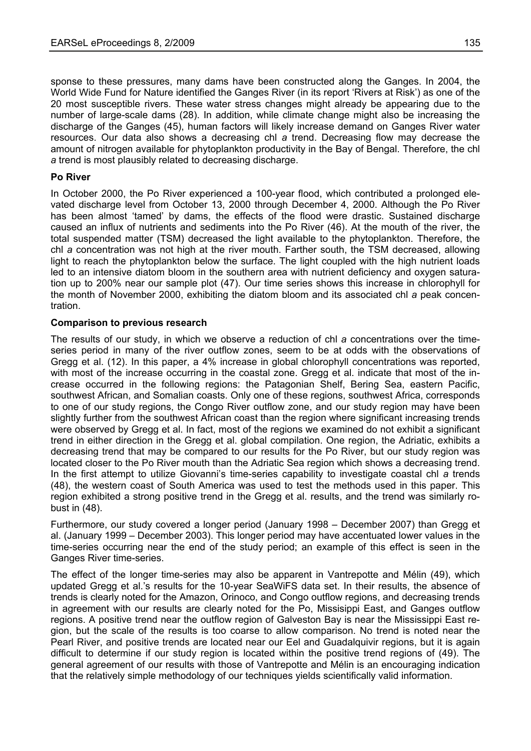sponse to these pressures, many dams have been constructed along the Ganges. In 2004, the World Wide Fund for Nature identified the Ganges River (in its report 'Rivers at Risk') as one of the 20 most susceptible rivers. These water stress changes might already be appearing due to the number of large-scale dams (28). In addition, while climate change might also be increasing the discharge of the Ganges (45), human factors will likely increase demand on Ganges River water resources. Our data also shows a decreasing chl *a* trend. Decreasing flow may decrease the amount of nitrogen available for phytoplankton productivity in the Bay of Bengal. Therefore, the chl *a* trend is most plausibly related to decreasing discharge.

**Po River**

In October 2000, the Po River experienced a 100-year flood, which contributed a prolonged elevated discharge level from October 13, 2000 through December 4, 2000. Although the Po River has been almost 'tamed' by dams, the effects of the flood were drastic. Sustained discharge caused an influx of nutrients and sediments into the Po River (46). At the mouth of the river, the total suspended matter (TSM) decreased the light available to the phytoplankton. Therefore, the chl *a* concentration was not high at the river mouth. Farther south, the TSM decreased, allowing light to reach the phytoplankton below the surface. The light coupled with the high nutrient loads led to an intensive diatom bloom in the southern area with nutrient deficiency and oxygen saturation up to 200% near our sample plot (47). Our time series shows this increase in chlorophyll for the month of November 2000, exhibiting the diatom bloom and its associated chl *a* peak concentration.

**Comparison to previous research**

The results of our study, in which we observe a reduction of chl *a* concentrations over the time-series period in many of the river outflow zones, seem to be at odds with the observations of Gregg et al. (12). In this paper, a 4% increase in global chlorophyll concentrations was reported, with most of the increase occurring in the coastal zone. Gregg et al. indicate that most of the increase occurred in the following regions: the Patagonian Shelf, Bering Sea, eastern Pacific, southwest African, and Somalian coasts. Only one of these regions, southwest Africa, corresponds to one of our study regions, the Congo River outflow zone, and our study region may have been slightly further from the southwest African coast than the region where significant increasing trends were observed by Gregg et al. In fact, most of the regions we examined do not exhibit a significant trend in either direction in the Gregg et al. global compilation. One region, the Adriatic, exhibits a decreasing trend that may be compared to our results for the Po River, but our study region was located closer to the Po River mouth than the Adriatic Sea region which shows a decreasing trend. In the first attempt to utilize Giovanni's time-series capability to investigate coastal chl *a* trends (48), the western coast of South America was used to test the methods used in this paper. This region exhibited a strong positive trend in the Gregg et al. results, and the trend was similarly robust in (48).

Furthermore, our study covered a longer period (January 1998 – December 2007) than Gregg et al. (January 1999 – December 2003). This longer period may have accentuated lower values in the time-series occurring near the end of the study period; an example of this effect is seen in the Ganges River time-series.

The effect of the longer time-series may also be apparent in Vantrepotte and Mélin (49), which updated Gregg et al.'s results for the 10-year SeaWiFS data set. In their results, the absence of trends is clearly noted for the Amazon, Orinoco, and Congo outflow regions, and decreasing trends in agreement with our results are clearly noted for the Po, Missisipi East, and Ganges outflow regions. A positive trend near the outflow region of Galveston Bay is near the Mississippi East region, but the scale of the results is too coarse to allow comparison. No trend is noted near the Pearl River, and positive trends are located near our Eel and Guadalquivir regions, but it is again difficult to determine if our study region is located within the positive trend regions of (49). The general agreement of our results with those of Vantrepotte and Mélin is an encouraging indication that the relatively simple methodology of our techniques yields scientifically valid information.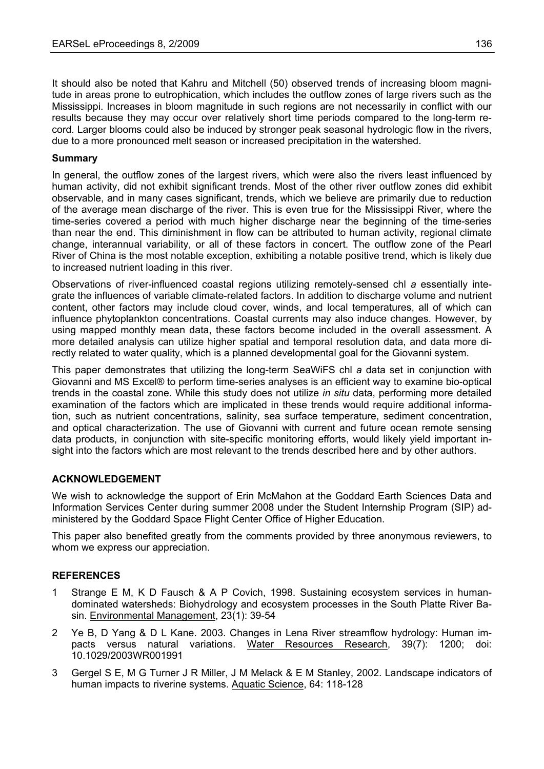It should also be noted that Kahru and Mitchell (50) observed trends of increasing bloom magnitude in areas prone to eutrophication, which includes the outflow zones of large rivers such as the Mississippi. Increases in bloom magnitude in such regions are not necessarily in conflict with our results because they may occur over relatively short time periods compared to the long-term record. Larger blooms could also be induced by stronger peak seasonal hydrologic flow in the rivers, due to a more pronounced melt season or increased precipitation in the watershed.

### Summary

In general, the outflow zones of the largest rivers, which were also the rivers least influenced by human activity, did not exhibit significant trends. Most of the other river outflow zones did exhibit observable, and in many cases significant, trends, which we believe are primarily due to reduction of the average mean discharge of the river. This is even true for the Mississippi River, where the time-series covered a period with much higher discharge near the beginning of the time-series than near the end. This diminishment in flow can be attributed to human activity, regional climate change, interannual variability, or all of these factors in concert. The outflow zone of the Pearl River of China is the most notable exception, exhibiting a notable positive trend, which is likely due to increased nutrient loading in this river.

Observations of river-influenced coastal regions utilizing remotely-sensed chl *a* essentially integrate the influences of variable climate-related factors. In addition to discharge volume and nutrient content, other factors may include cloud cover, winds, and local temperatures, all of which can influence phytoplankton concentrations. Coastal currents may also induce changes. However, by using mapped monthly mean data, these factors become included in the overall assessment. A more detailed analysis can utilize higher spatial and temporal resolution data, and data more directly related to water quality, which is a planned developmental goal for the Giovanni system.

This paper demonstrates that utilizing the long-term SeaWiFS chl *a* data set in conjunction with Giovanni and MS Excel® to perform time-series analyses is an efficient way to examine bio-optical trends in the coastal zone. While this study does not utilize *in situ* data, performing more detailed examination of the factors which are implicated in these trends would require additional information, such as nutrient concentrations, salinity, sea surface temperature, sediment concentration, and optical characterization. The use of Giovanni with current and future ocean remote sensing data products, in conjunction with site-specific monitoring efforts, would likely yield important insight into the factors which are most relevant to the trends described here and by other authors.

## ACKNOWLEDGEMENT

We wish to acknowledge the support of Erin McMahon at the Goddard Earth Sciences Data and Information Services Center during summer 2008 under the Student Internship Program (SIP) administered by the Goddard Space Flight Center Office of Higher Education.

This paper also benefited greatly from the comments provided by three anonymous reviewers, to whom we express our appreciation.

## REFERENCES

1 Strange E M, K D Fausch & A P Covich, 1998. Sustaining ecosystem services in human-dominated watersheds: Biohydrology and ecosystem processes in the South Platte River Basin. Environmental Management, 23(1): 39-54

2 Ye B, D Yang & D L Kane. 2003. Changes in Lena River streamflow hydrology: Human impacts versus natural variations. Water Resources Research, 39(7): 1200; doi: 10.1029/2003WR001991

3 Gergel S E, M G Turner J R Miller, J M Melack & E M Stanley, 2002. Landscape indicators of human impacts to riverine systems. Aquatic Science, 64: 118-128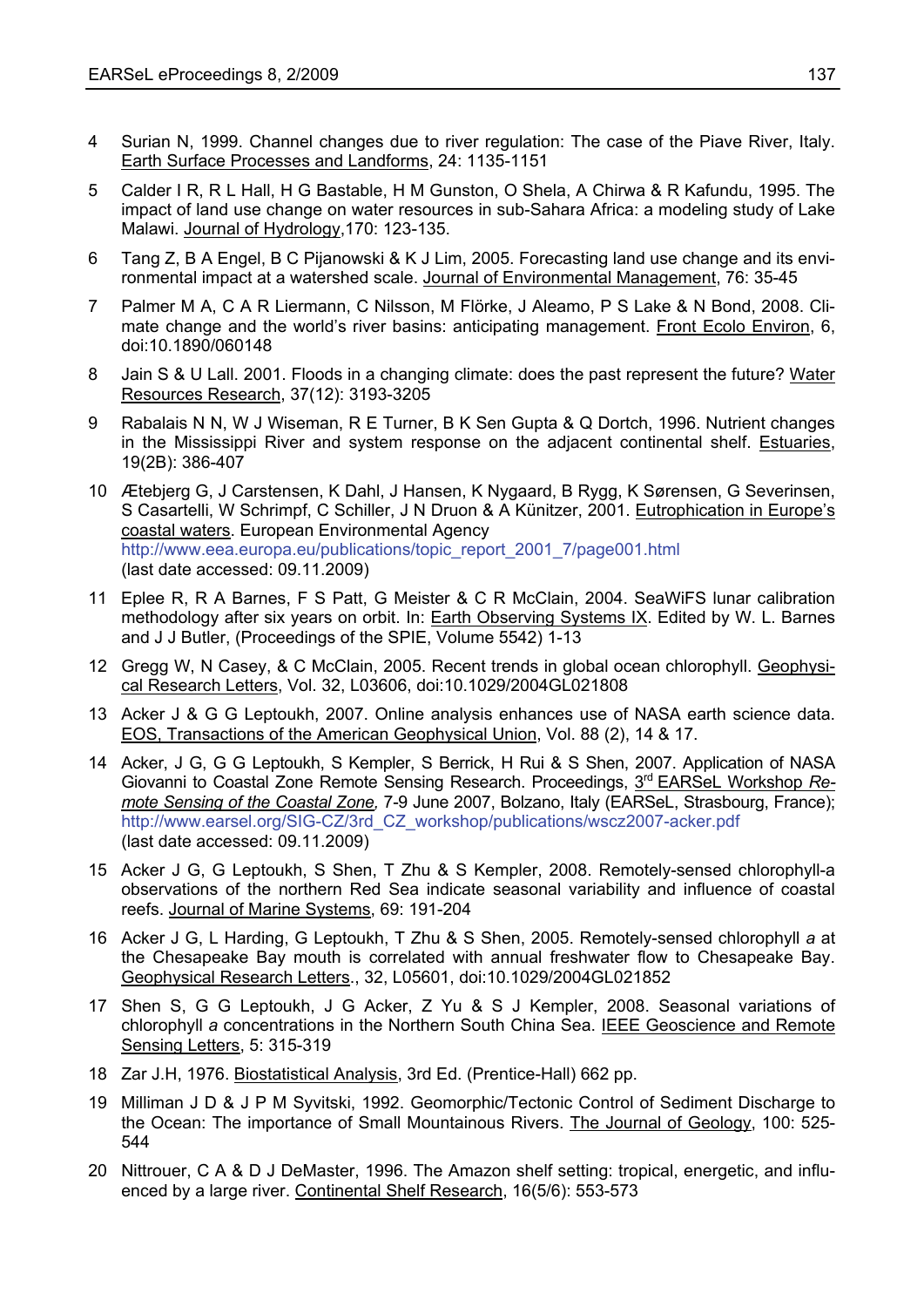4 Surian N, 1999. Channel changes due to river regulation: The case of the Piave River, Italy. Earth Surface Processes and Landforms, 24: 1135-1151

5 Calder I R, R L Hall, H G Bastable, H M Gunston, O Shela, A Chirwa & R Kafundu, 1995. The impact of land use change on water resources in sub-Sahara Africa: a modeling study of Lake Malawi. Journal of Hydrology,170: 123-135.

6 Tang Z, B A Engel, B C Pijanowski & K J Lim, 2005. Forecasting land use change and its environmental impact at a watershed scale. Journal of Environmental Management, 76: 35-45

7 Palmer M A, C A R Liermann, C Nilsson, M Flörke, J Aleamo, P S Lake & N Bond, 2008. Climate change and the world's river basins: anticipating management. Front Ecolo Environ, 6, doi:10.1890/060148

8 Jain S & U Lall. 2001. Floods in a changing climate: does the past represent the future? Water Resources Research, 37(12): 3193-3205

9 Rabalais N N, W J Wiseman, R E Turner, B K Sen Gupta & Q Dortch, 1996. Nutrient changes in the Mississippi River and system response on the adjacent continental shelf. Estuaries, 19(2B): 386-407

10 Ætebjerg G, J Carstensen, K Dahl, J Hansen, K Nygaard, B Rygg, K Sørensen, G Severinsen, S Casartelli, W Schrimpf, C Schiller, J N Druon & A Künitzer, 2001. Eutrophication in Europe's coastal waters. European Environmental Agency http://www.eea.europa.eu/publications/topic_report_2001_7/page001.html (last date accessed: 09.11.2009)

11 Eplee R, R A Barnes, F S Patt, G Meister & C R McClain, 2004. SeaWiFS lunar calibration methodology after six years on orbit. In: Earth Observing Systems IX. Edited by W. L. Barnes and J J Butler, (Proceedings of the SPIE, Volume 5542) 1-13

12 Gregg W, N Casey, & C McClain, 2005. Recent trends in global ocean chlorophyll. Geophysical Research Letters, Vol. 32, L03606, doi:10.1029/2004GL021808

13 Acker J & G G Leptoukh, 2007. Online analysis enhances use of NASA earth science data. EOS, Transactions of the American Geophysical Union, Vol. 88 (2), 14 & 17.

14 Acker, J G, G G Leptoukh, S Kempler, S Berrick, H Rui & S Shen, 2007. Application of NASA Giovanni to Coastal Zone Remote Sensing Research. Proceedings, 3rd EARSeL Workshop *Remote Sensing of the Coastal Zone,* 7-9 June 2007, Bolzano, Italy (EARSeL, Strasbourg, France); http://www.earsel.org/SIG-CZ/3rd_CZ_workshop/publications/wscz2007-acker.pdf (last date accessed: 09.11.2009)

15 Acker J G, G Leptoukh, S Shen, T Zhu & S Kempler, 2008. Remotely-sensed chlorophyll-a observations of the northern Red Sea indicate seasonal variability and influence of coastal reefs. Journal of Marine Systems, 69: 191-204

16 Acker J G, L Harding, G Leptoukh, T Zhu & S Shen, 2005. Remotely-sensed chlorophyll *a* at the Chesapeake Bay mouth is correlated with annual freshwater flow to Chesapeake Bay. Geophysical Research Letters., 32, L05601, doi:10.1029/2004GL021852

17 Shen S, G G Leptoukh, J G Acker, Z Yu & S J Kempler, 2008. Seasonal variations of chlorophyll *a* concentrations in the Northern South China Sea. IEEE Geoscience and Remote Sensing Letters, 5: 315-319

18 Zar J.H, 1976. Biostatistical Analysis, 3rd Ed. (Prentice-Hall) 662 pp.

19 Milliman J D & J P M Syvitski, 1992. Geomorphic/Tectonic Control of Sediment Discharge to the Ocean: The importance of Small Mountainous Rivers. The Journal of Geology, 100: 525-544

20 Nittrouer, C A & D J DeMaster, 1996. The Amazon shelf setting: tropical, energetic, and influenced by a large river. Continental Shelf Research, 16(5/6): 553-573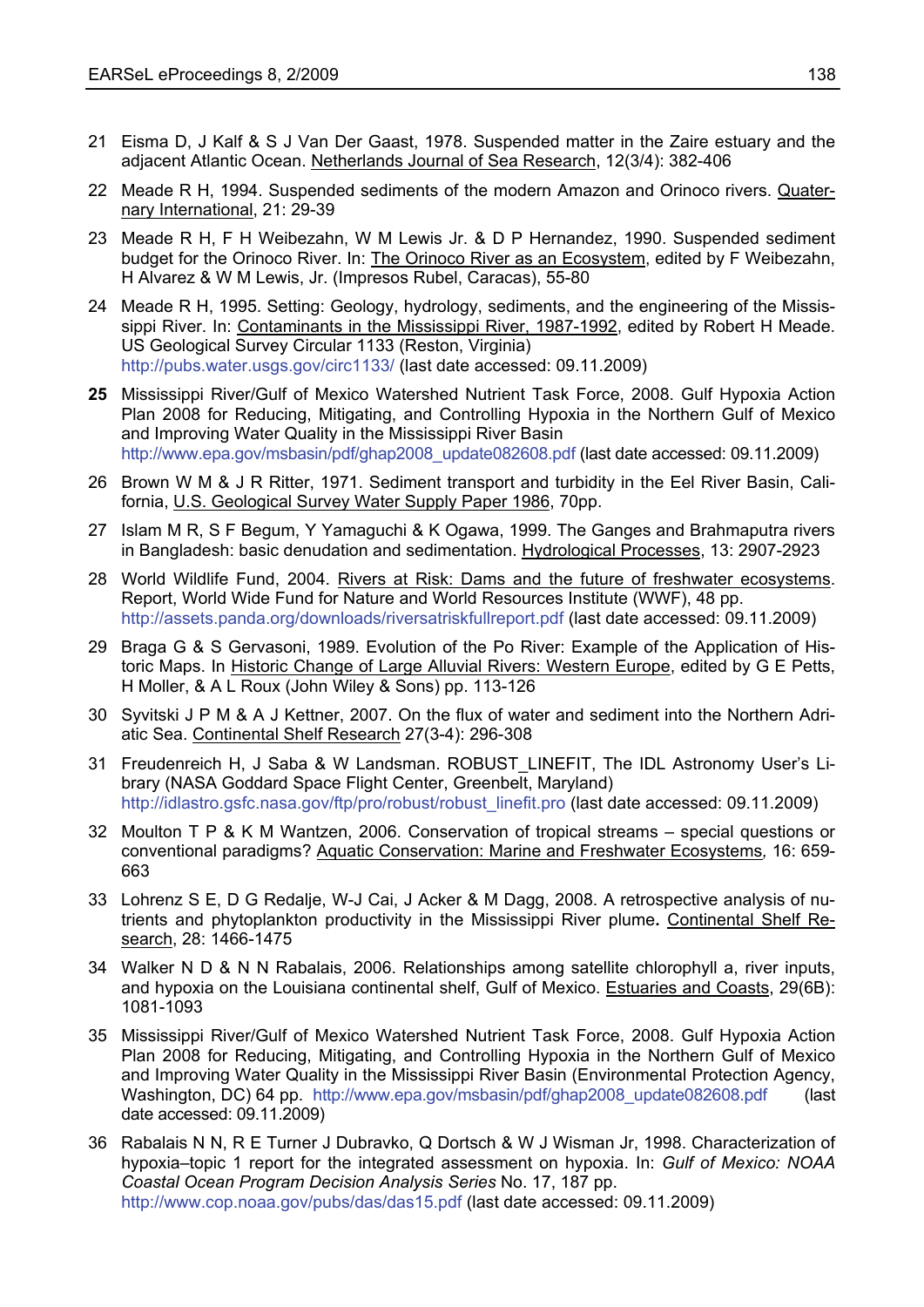21 Eisma D, J Kalf & S J Van Der Gaast, 1978. Suspended matter in the Zaire estuary and the adjacent Atlantic Ocean. Netherlands Journal of Sea Research, 12(3/4): 382-406

22 Meade R H, 1994. Suspended sediments of the modern Amazon and Orinoco rivers. Quaternary International, 21: 29-39

23 Meade R H, F H Weibezahn, W M Lewis Jr. & D P Hernandez, 1990. Suspended sediment budget for the Orinoco River. In: The Orinoco River as an Ecosystem, edited by F Weibezahn, H Alvarez & W M Lewis, Jr. (Impresos Rubel, Caracas), 55-80

24 Meade R H, 1995. Setting: Geology, hydrology, sediments, and the engineering of the Mississippi River. In: Contaminants in the Mississippi River, 1987-1992, edited by Robert H Meade. US Geological Survey Circular 1133 (Reston, Virginia) http://pubs.water.usgs.gov/circ1133/ (last date accessed: 09.11.2009)

**25** Mississippi River/Gulf of Mexico Watershed Nutrient Task Force, 2008. Gulf Hypoxia Action Plan 2008 for Reducing, Mitigating, and Controlling Hypoxia in the Northern Gulf of Mexico and Improving Water Quality in the Mississippi River Basin http://www.epa.gov/msbasin/pdf/ghap2008_update082608.pdf (last date accessed: 09.11.2009)

26 Brown W M & J R Ritter, 1971. Sediment transport and turbidity in the Eel River Basin, California, U.S. Geological Survey Water Supply Paper 1986, 70pp.

27 Islam M R, S F Begum, Y Yamaguchi & K Ogawa, 1999. The Ganges and Brahmaputra rivers in Bangladesh: basic denudation and sedimentation. Hydrological Processes, 13: 2907-2923

28 World Wildlife Fund, 2004. Rivers at Risk: Dams and the future of freshwater ecosystems. Report, World Wide Fund for Nature and World Resources Institute (WWF), 48 pp. http://assets.panda.org/downloads/riversatriskfullreport.pdf (last date accessed: 09.11.2009)

29 Braga G & S Gervasoni, 1989. Evolution of the Po River: Example of the Application of Historic Maps. In Historic Change of Large Alluvial Rivers: Western Europe, edited by G E Petts, H Moller, & A L Roux (John Wiley & Sons) pp. 113-126

30 Syvitski J P M & A J Kettner, 2007. On the flux of water and sediment into the Northern Adriatic Sea. Continental Shelf Research 27(3-4): 296-308

31 Freudenreich H, J Saba & W Landsman. ROBUST_LINEFIT, The IDL Astronomy User's Library (NASA Goddard Space Flight Center, Greenbelt, Maryland) http://idlastro.gsfc.nasa.gov/ftp/pro/robust/robust_linefit.pro (last date accessed: 09.11.2009)

32 Moulton T P & K M Wantzen, 2006. Conservation of tropical streams – special questions or conventional paradigms? Aquatic Conservation: Marine and Freshwater Ecosystems, 16: 659-663

33 Lohrenz S E, D G Redalje, W-J Cai, J Acker & M Dagg, 2008. A retrospective analysis of nutrients and phytoplankton productivity in the Mississippi River plume. Continental Shelf Research, 28: 1466-1475

34 Walker N D & N N Rabalais, 2006. Relationships among satellite chlorophyll a, river inputs, and hypoxia on the Louisiana continental shelf, Gulf of Mexico. Estuaries and Coasts, 29(6B): 1081-1093

35 Mississippi River/Gulf of Mexico Watershed Nutrient Task Force, 2008. Gulf Hypoxia Action Plan 2008 for Reducing, Mitigating, and Controlling Hypoxia in the Northern Gulf of Mexico and Improving Water Quality in the Mississippi River Basin (Environmental Protection Agency, Washington, DC) 64 pp. http://www.epa.gov/msbasin/pdf/ghap2008_update082608.pdf (last date accessed: 09.11.2009)

36 Rabalais N N, R E Turner J Dubravko, Q Dortsch & W J Wisman Jr, 1998. Characterization of hypoxia–topic 1 report for the integrated assessment on hypoxia. In: *Gulf of Mexico: NOAA Coastal Ocean Program Decision Analysis Series* No. 17, 187 pp. http://www.cop.noaa.gov/pubs/das/das15.pdf (last date accessed: 09.11.2009)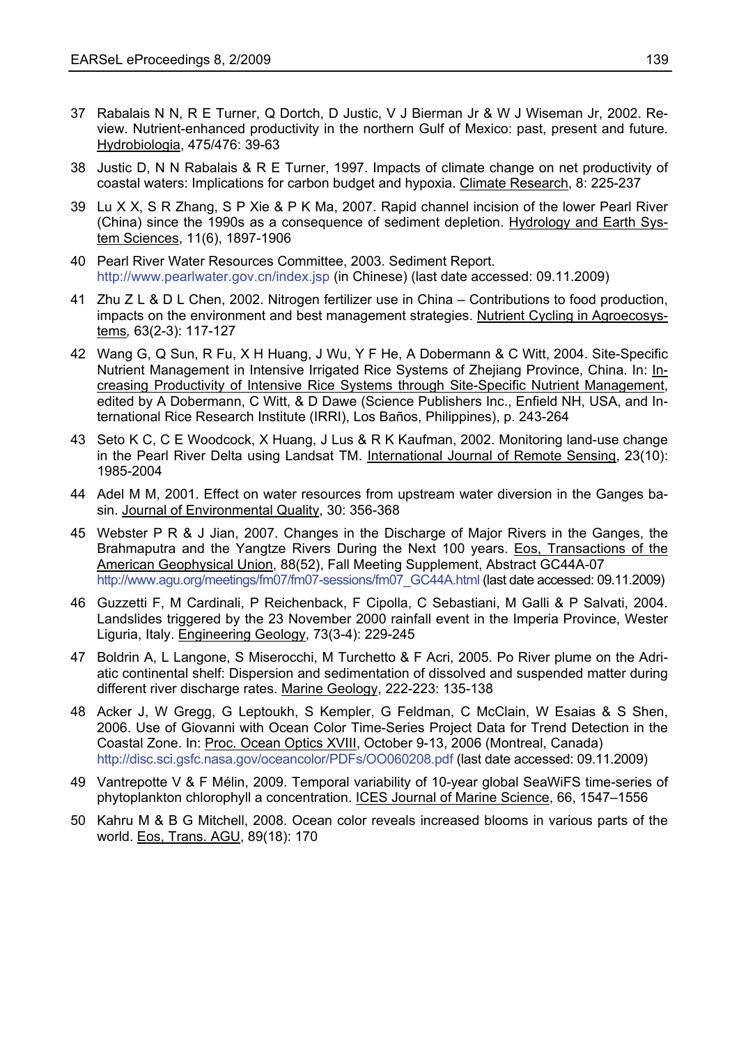37 Rabalais N N, R E Turner, Q Dortch, D Justic, V J Bierman Jr & W J Wiseman Jr, 2002. Review. Nutrient-enhanced productivity in the northern Gulf of Mexico: past, present and future. Hydrobiologia, 475/476: 39-63

38 Justic D, N N Rabalais & R E Turner, 1997. Impacts of climate change on net productivity of coastal waters: Implications for carbon budget and hypoxia. Climate Research, 8: 225-237

39 Lu X X, S R Zhang, S P Xie & P K Ma, 2007. Rapid channel incision of the lower Pearl River (China) since the 1990s as a consequence of sediment depletion. Hydrology and Earth System Sciences, 11(6), 1897-1906

40 Pearl River Water Resources Committee, 2003. Sediment Report. http://www.pearlwater.gov.cn/index.jsp (in Chinese) (last date accessed: 09.11.2009)

41 Zhu Z L & D L Chen, 2002. Nitrogen fertilizer use in China – Contributions to food production, impacts on the environment and best management strategies. Nutrient Cycling in Agroecosystems, 63(2-3): 117-127

42 Wang G, Q Sun, R Fu, X H Huang, J Wu, Y F He, A Dobermann & C Witt, 2004. Site-Specific Nutrient Management in Intensive Irrigated Rice Systems of Zhejiang Province, China. In: Increasing Productivity of Intensive Rice Systems through Site-Specific Nutrient Management, edited by A Dobermann, C Witt, & D Dawe (Science Publishers Inc., Enfield NH, USA, and International Rice Research Institute (IRRI), Los Baños, Philippines), p. 243-264

43 Seto K C, C E Woodcock, X Huang, J Lus & R K Kaufman, 2002. Monitoring land-use change in the Pearl River Delta using Landsat TM. International Journal of Remote Sensing, 23(10): 1985-2004

44 Adel M M, 2001. Effect on water resources from upstream water diversion in the Ganges basin. Journal of Environmental Quality, 30: 356-368

45 Webster P R & J Jian, 2007. Changes in the Discharge of Major Rivers in the Ganges, the Brahmaputra and the Yangtze Rivers During the Next 100 years. Eos, Transactions of the American Geophysical Union, 88(52), Fall Meeting Supplement, Abstract GC44A-07 http://www.agu.org/meetings/fm07/fm07-sessions/fm07_GC44A.html (last date accessed: 09.11.2009)

46 Guzzetti F, M Cardinali, P Reichenback, F Cipolla, C Sebastiani, M Galli & P Salvati, 2004. Landslides triggered by the 23 November 2000 rainfall event in the Imperia Province, Wester Liguria, Italy. Engineering Geology, 73(3-4): 229-245

47 Boldrin A, L Langone, S Miserocchi, M Turchetto & F Acri, 2005. Po River plume on the Adriatic continental shelf: Dispersion and sedimentation of dissolved and suspended matter during different river discharge rates. Marine Geology, 222-223: 135-138

48 Acker J, W Gregg, G Leptoukh, S Kempler, G Feldman, C McClain, W Esaias & S Shen, 2006. Use of Giovanni with Ocean Color Time-Series Project Data for Trend Detection in the Coastal Zone. In: Proc. Ocean Optics XVIII, October 9-13, 2006 (Montreal, Canada) http://disc.sci.gsfc.nasa.gov/oceancolor/PDFs/OO060208.pdf (last date accessed: 09.11.2009)

49 Vantrepotte V & F Mélin, 2009. Temporal variability of 10-year global SeaWiFS time-series of phytoplankton chlorophyll a concentration. ICES Journal of Marine Science, 66, 1547–1556

50 Kahru M & B G Mitchell, 2008. Ocean color reveals increased blooms in various parts of the world. Eos, Trans. AGU, 89(18): 170